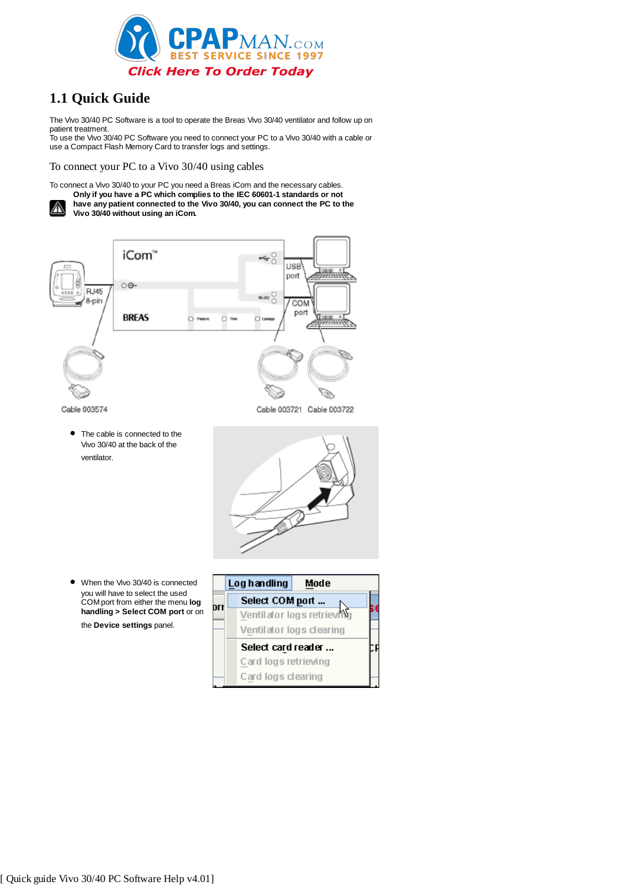CPAPMAN.COM
BEST SERVICE SINCE 1997
Click Here To Order Today

# 1.1 Quick Guide

The Vivo 30/40 PC Software is a tool to operate the Breas Vivo 30/40 ventilator and follow up on patient treatment.
To use the Vivo 30/40 PC Software you need to connect your PC to a Vivo 30/40 with a cable or use a Compact Flash Memory Card to transfer logs and settings.

## To connect your PC to a Vivo 30/40 using cables

To connect a Vivo 30/40 to your PC you need a Breas iCom and the necessary cables.

**Only if you have a PC which complies to the IEC 60601-1 standards or not have any patient connected to the Vivo 30/40, you can connect the PC to the Vivo 30/40 without using an iCom.**

- The cable is connected to the Vivo 30/40 at the back of the ventilator.

- When the Vivo 30/40 is connected you will have to select the used COM port from either the menu **log handling > Select COM port** or on the **Device settings** panel.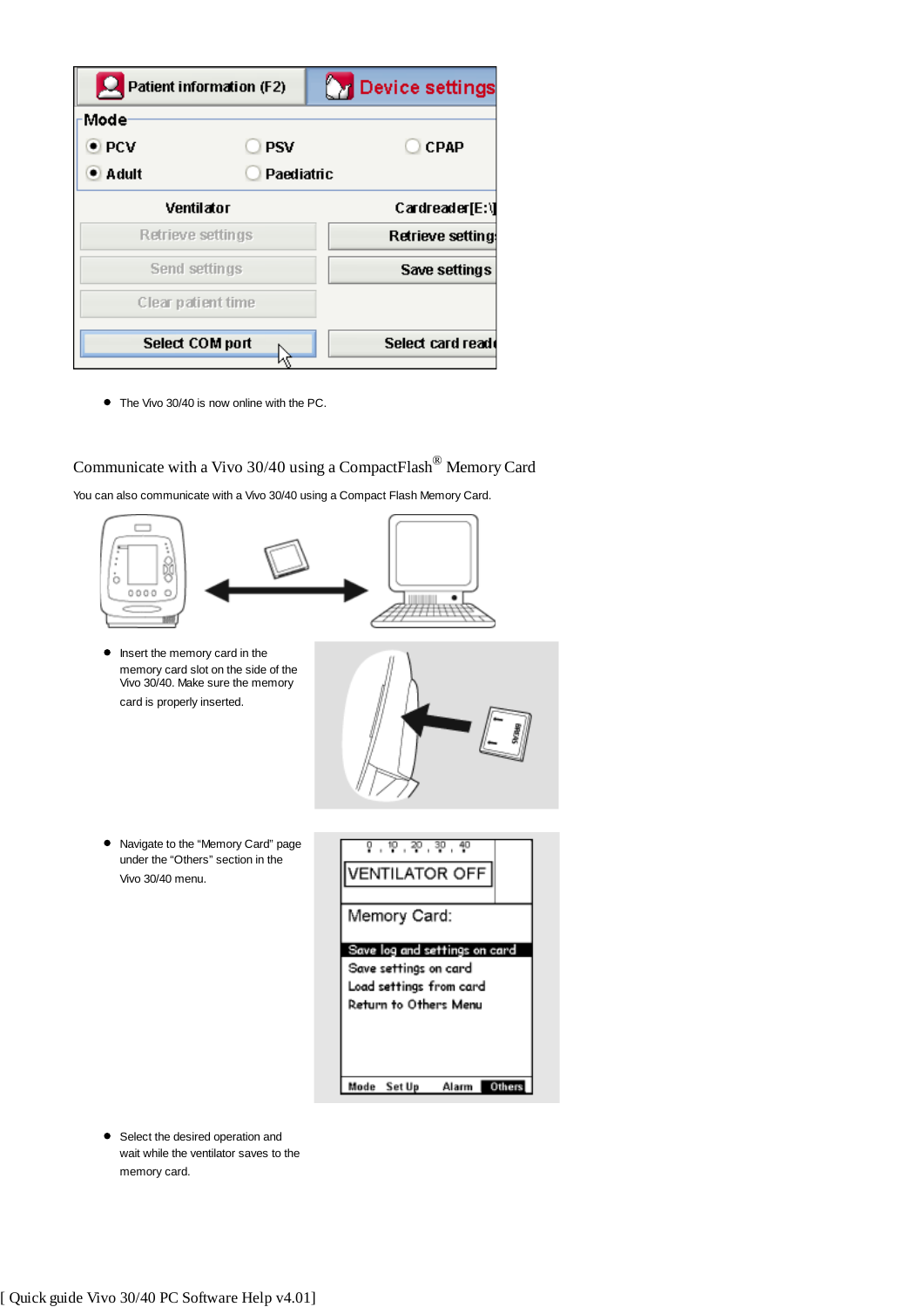- The Vivo 30/40 is now online with the PC.

## Communicate with a Vivo 30/40 using a CompactFlash® Memory Card

You can also communicate with a Vivo 30/40 using a Compact Flash Memory Card.

- Insert the memory card in the memory card slot on the side of the Vivo 30/40. Make sure the memory card is properly inserted.

- Navigate to the “Memory Card” page under the “Others” section in the Vivo 30/40 menu.

- Select the desired operation and wait while the ventilator saves to the memory card.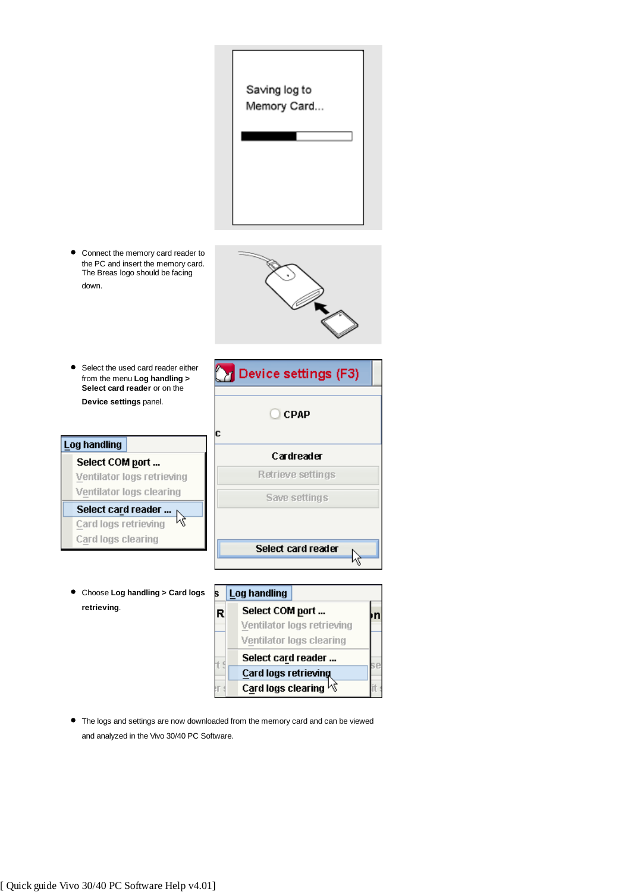- Connect the memory card reader to the PC and insert the memory card. The Breas logo should be facing down.

- Select the used card reader either from the menu **Log handling > Select card reader** or on the **Device settings** panel.

- Choose **Log handling > Card logs retrieving**.

- The logs and settings are now downloaded from the memory card and can be viewed and analyzed in the Vivo 30/40 PC Software.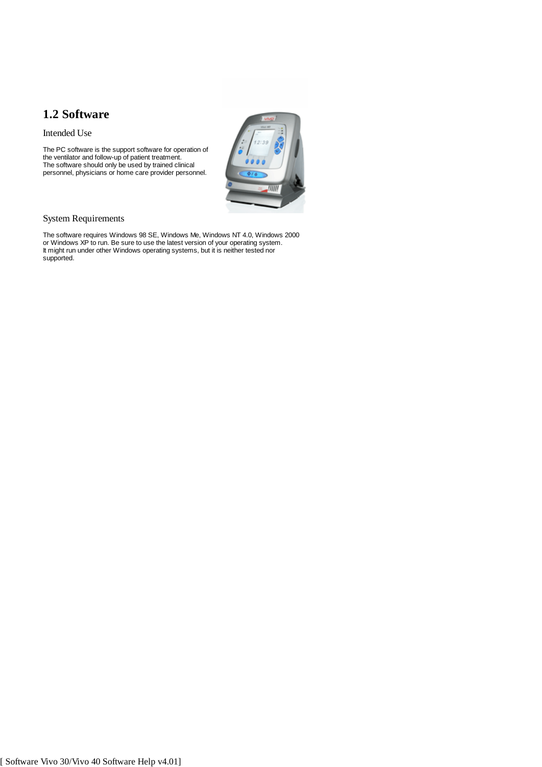## 1.2 Software

### Intended Use

The PC software is the support software for operation of the ventilator and follow-up of patient treatment.
The software should only be used by trained clinical personnel, physicians or home care provider personnel.

### System Requirements

The software requires Windows 98 SE, Windows Me, Windows NT 4.0, Windows 2000 or Windows XP to run. Be sure to use the latest version of your operating system.
It might run under other Windows operating systems, but it is neither tested nor supported.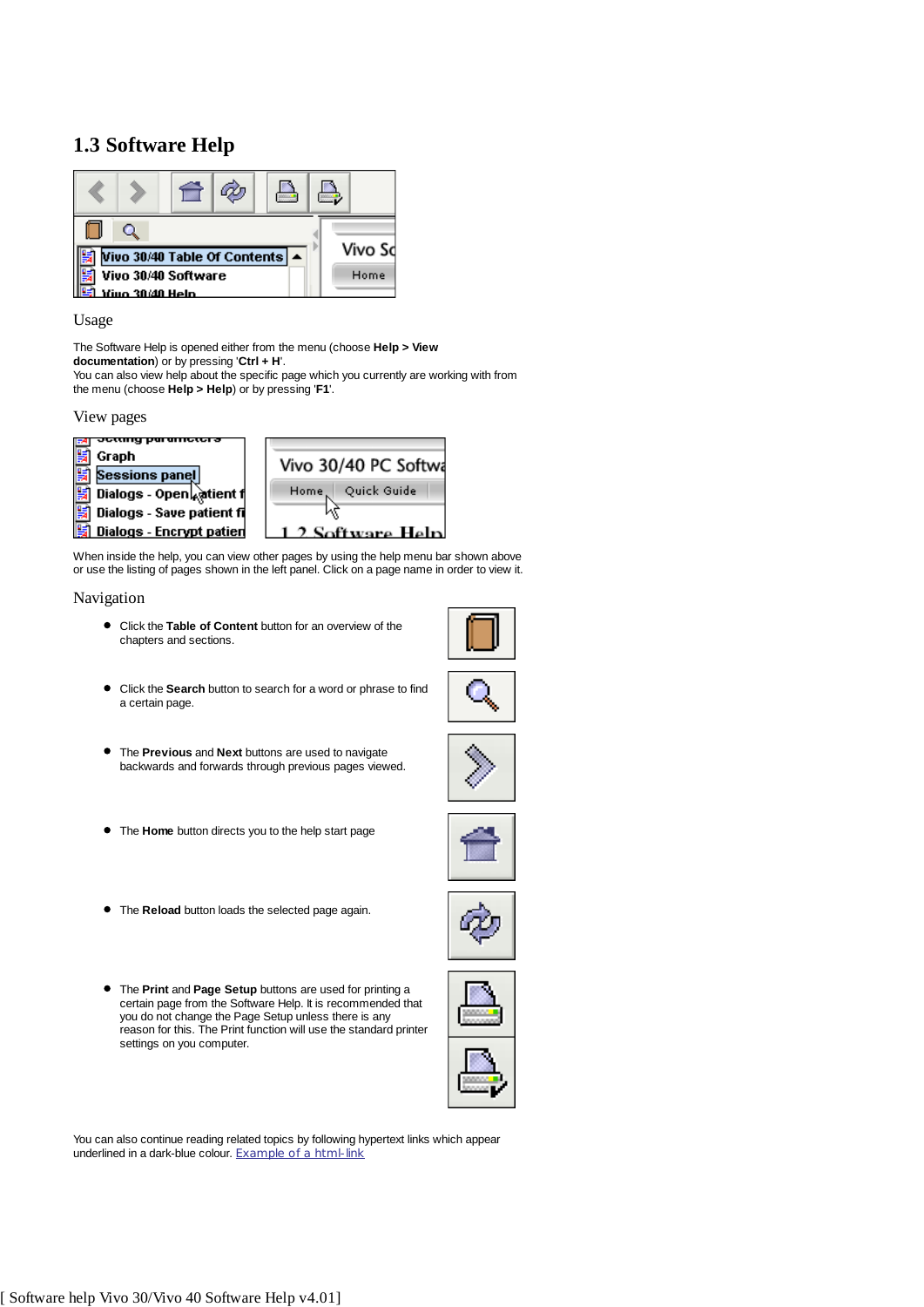# 1.3 Software Help

## Usage

The Software Help is opened either from the menu (choose **Help > View documentation**) or by pressing '**Ctrl + H**'.
You can also view help about the specific page which you currently are working with from the menu (choose **Help > Help**) or by pressing '**F1**'.

## View pages

When inside the help, you can view other pages by using the help menu bar shown above or use the listing of pages shown in the left panel. Click on a page name in order to view it.

## Navigation

- Click the **Table of Content** button for an overview of the chapters and sections.
- Click the **Search** button to search for a word or phrase to find a certain page.
- The **Previous** and **Next** buttons are used to navigate backwards and forwards through previous pages viewed.
- The **Home** button directs you to the help start page
- The **Reload** button loads the selected page again.
- The **Print** and **Page Setup** buttons are used for printing a certain page from the Software Help. It is recommended that you do not change the Page Setup unless there is any reason for this. The Print function will use the standard printer settings on you computer.

You can also continue reading related topics by following hypertext links which appear underlined in a dark-blue colour. Example of a html-link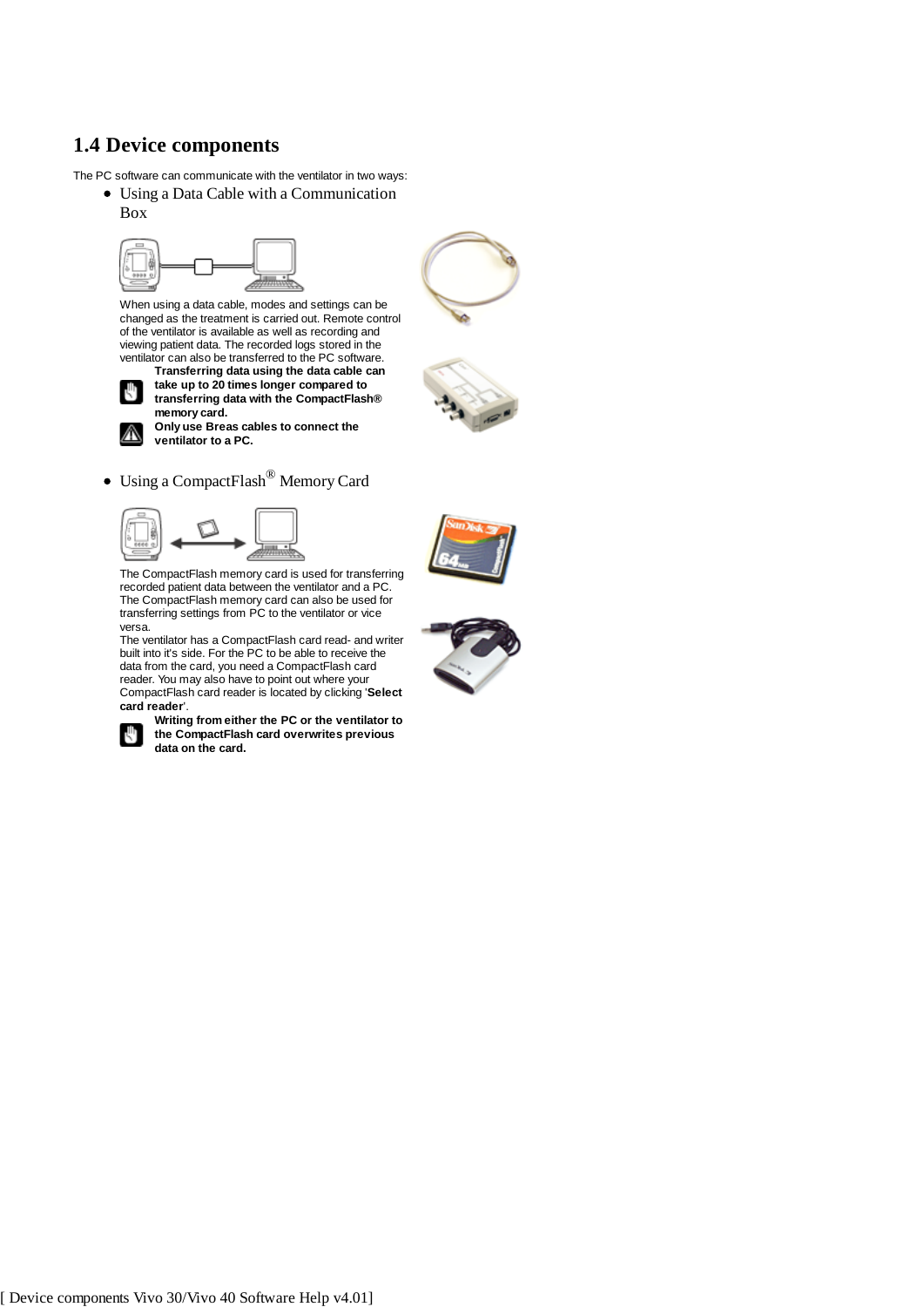## 1.4 Device components

The PC software can communicate with the ventilator in two ways:

- Using a Data Cable with a Communication Box

When using a data cable, modes and settings can be changed as the treatment is carried out. Remote control of the ventilator is available as well as recording and viewing patient data. The recorded logs stored in the ventilator can also be transferred to the PC software.

**Transferring data using the data cable can take up to 20 times longer compared to transferring data with the CompactFlash® memory card.**

**Only use Breas cables to connect the ventilator to a PC.**

- Using a CompactFlash® Memory Card

The CompactFlash memory card is used for transferring recorded patient data between the ventilator and a PC. The CompactFlash memory card can also be used for transferring settings from PC to the ventilator or vice versa.

The ventilator has a CompactFlash card read- and writer built into it's side. For the PC to be able to receive the data from the card, you need a CompactFlash card reader. You may also have to point out where your CompactFlash card reader is located by clicking '**Select card reader**'.

**Writing from either the PC or the ventilator to the CompactFlash card overwrites previous data on the card.**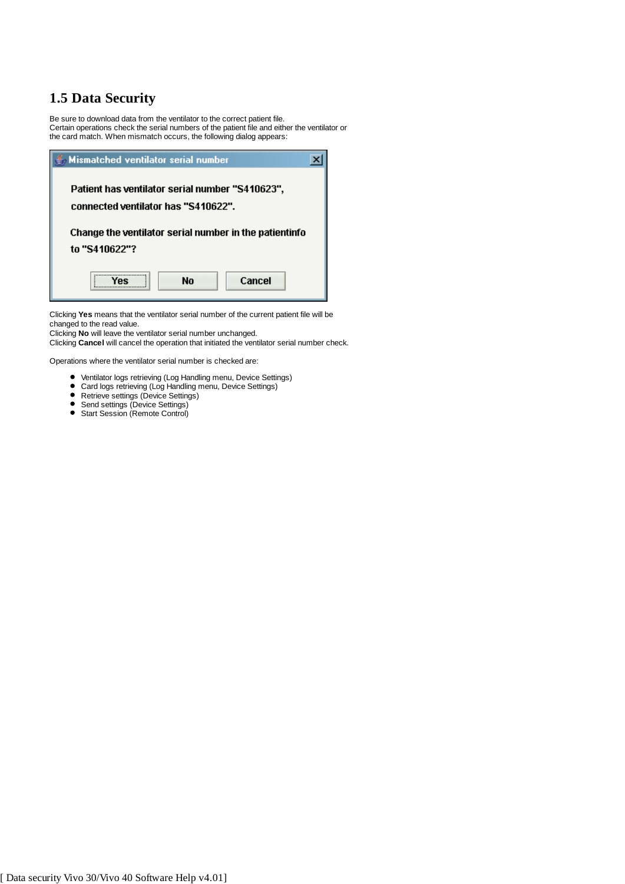## 1.5 Data Security

Be sure to download data from the ventilator to the correct patient file.
Certain operations check the serial numbers of the patient file and either the ventilator or the card match. When mismatch occurs, the following dialog appears:

Clicking **Yes** means that the ventilator serial number of the current patient file will be changed to the read value.
Clicking **No** will leave the ventilator serial number unchanged.
Clicking **Cancel** will cancel the operation that initiated the ventilator serial number check.

Operations where the ventilator serial number is checked are:

- Ventilator logs retrieving (Log Handling menu, Device Settings)
- Card logs retrieving (Log Handling menu, Device Settings)
- Retrieve settings (Device Settings)
- Send settings (Device Settings)
- Start Session (Remote Control)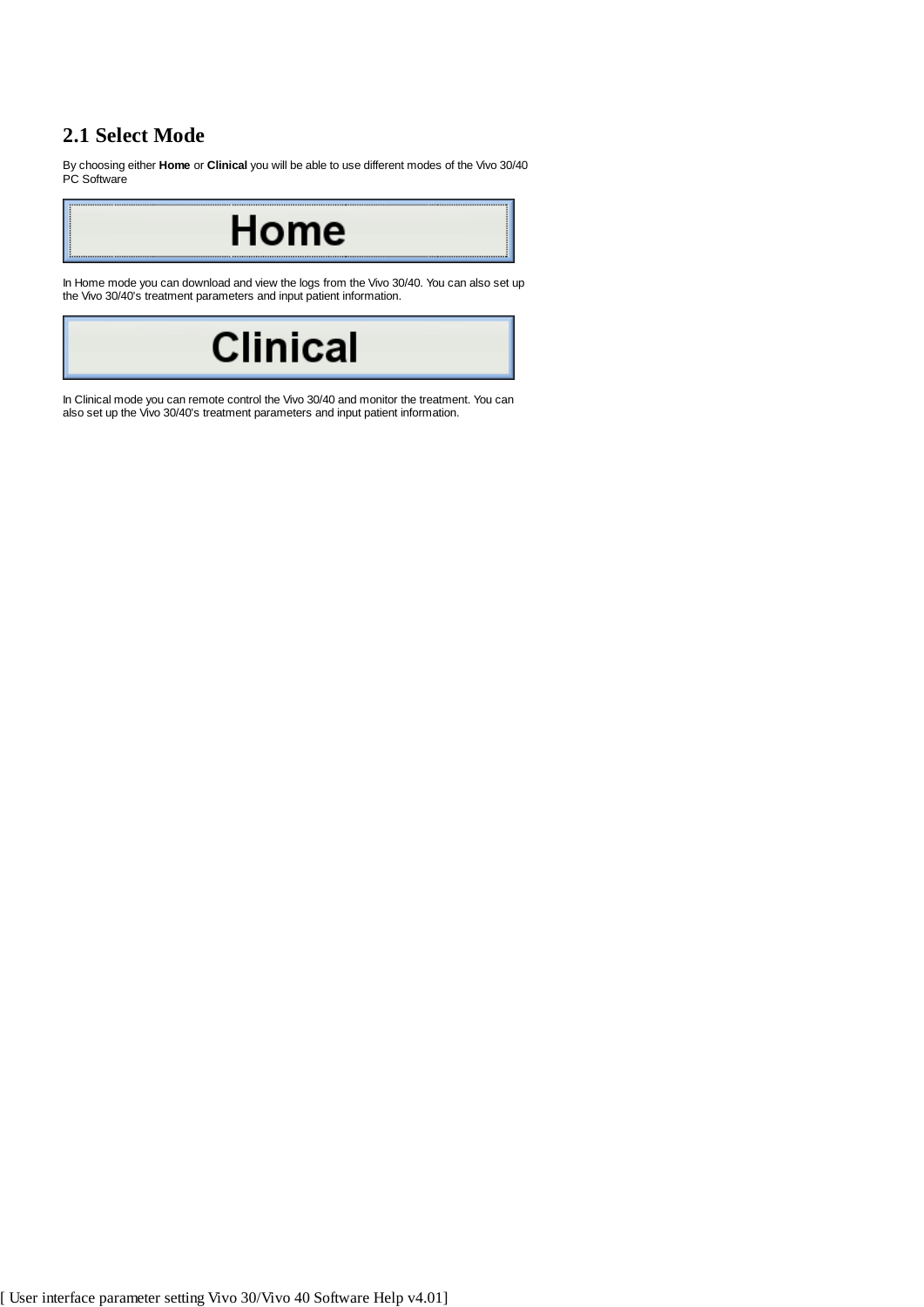## 2.1 Select Mode

By choosing either **Home** or **Clinical** you will be able to use different modes of the Vivo 30/40 PC Software

**Home**

In Home mode you can download and view the logs from the Vivo 30/40. You can also set up the Vivo 30/40's treatment parameters and input patient information.

**Clinical**

In Clinical mode you can remote control the Vivo 30/40 and monitor the treatment. You can also set up the Vivo 30/40's treatment parameters and input patient information.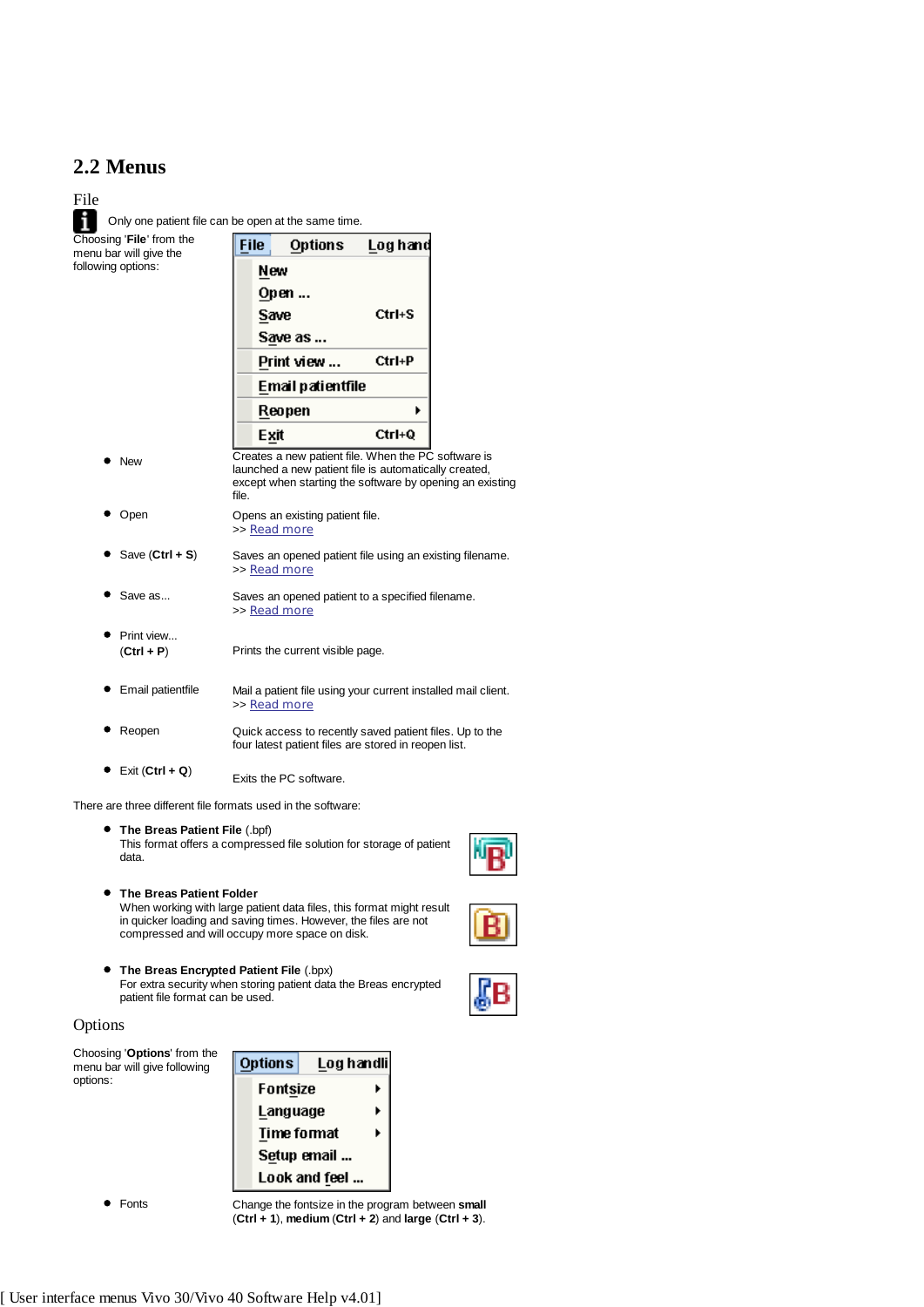## 2.2 Menus

### File

Only one patient file can be open at the same time.

Choosing '**File**' from the menu bar will give the following options:

- New — Creates a new patient file. When the PC software is launched a new patient file is automatically created, except when starting the software by opening an existing file.
- Open — Opens an existing patient file.
  >> Read more
- Save (**Ctrl + S**) — Saves an opened patient file using an existing filename.
  >> Read more
- Save as... — Saves an opened patient to a specified filename.
  >> Read more
- Print view... (**Ctrl + P**) — Prints the current visible page.
- Email patientfile — Mail a patient file using your current installed mail client.
  >> Read more
- Reopen — Quick access to recently saved patient files. Up to the four latest patient files are stored in reopen list.
- Exit (**Ctrl + Q**) — Exits the PC software.

There are three different file formats used in the software:

- **The Breas Patient File** (.bpf)
  This format offers a compressed file solution for storage of patient data.
- **The Breas Patient Folder**
  When working with large patient data files, this format might result in quicker loading and saving times. However, the files are not compressed and will occupy more space on disk.
- **The Breas Encrypted Patient File** (.bpx)
  For extra security when storing patient data the Breas encrypted patient file format can be used.

### Options

Choosing '**Options**' from the menu bar will give following options:

- Fonts — Change the fontsize in the program between **small** (**Ctrl + 1**), **medium** (**Ctrl + 2**) and **large** (**Ctrl + 3**).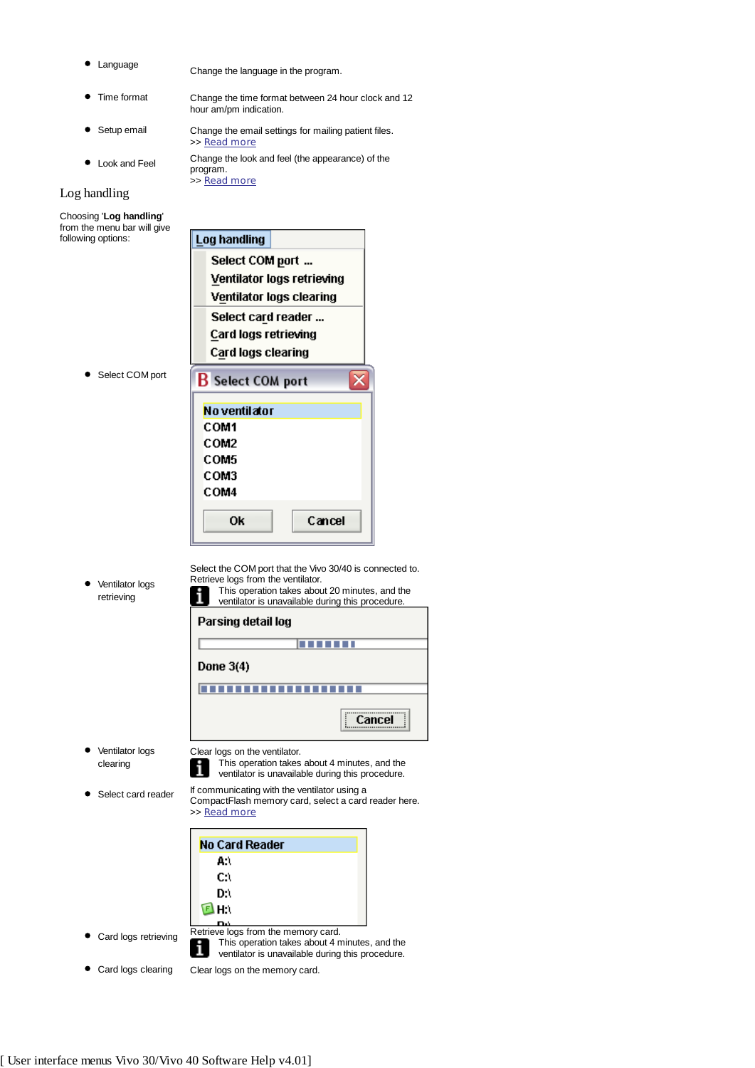- Language — Change the language in the program.
- Time format — Change the time format between 24 hour clock and 12 hour am/pm indication.
- Setup email — Change the email settings for mailing patient files. >> Read more
- Look and Feel — Change the look and feel (the appearance) of the program. >> Read more

## Log handling

Choosing '**Log handling**' from the menu bar will give following options:

- Select COM port — Select the COM port that the Vivo 30/40 is connected to.
- Ventilator logs retrieving — Retrieve logs from the ventilator.
  This operation takes about 20 minutes, and the ventilator is unavailable during this procedure.
- Ventilator logs clearing — Clear logs on the ventilator.
  This operation takes about 4 minutes, and the ventilator is unavailable during this procedure.
- Select card reader — If communicating with the ventilator using a CompactFlash memory card, select a card reader here. >> Read more
- Card logs retrieving — Retrieve logs from the memory card.
  This operation takes about 4 minutes, and the ventilator is unavailable during this procedure.
- Card logs clearing — Clear logs on the memory card.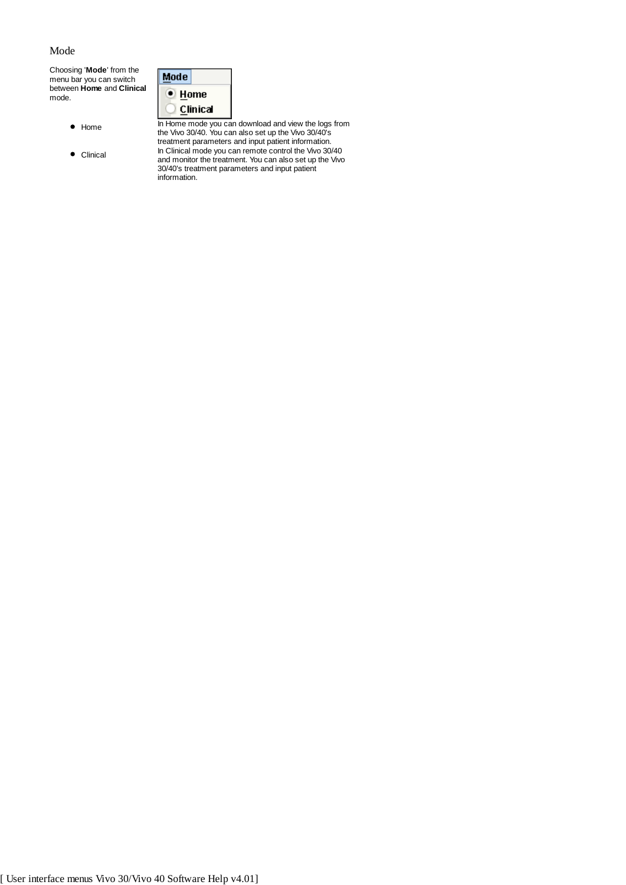# Mode

Choosing '**Mode**' from the menu bar you can switch between **Home** and **Clinical** mode.

- Home

In Home mode you can download and view the logs from the Vivo 30/40. You can also set up the Vivo 30/40's treatment parameters and input patient information.

- Clinical

In Clinical mode you can remote control the Vivo 30/40 and monitor the treatment. You can also set up the Vivo 30/40's treatment parameters and input patient information.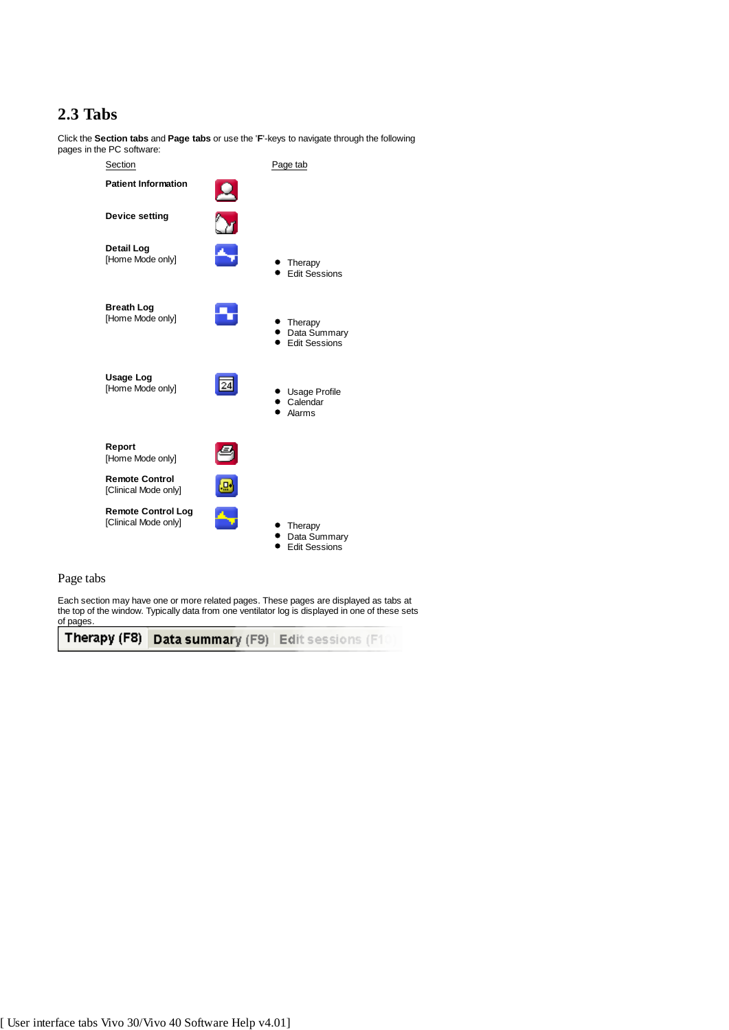## 2.3 Tabs

Click the **Section tabs** and **Page tabs** or use the '**F**'-keys to navigate through the following pages in the PC software:

| Section | Page tab |
|---|---|
| **Patient Information** | |
| **Device setting** | |
| **Detail Log** [Home Mode only] | • Therapy<br>• Edit Sessions |
| **Breath Log** [Home Mode only] | • Therapy<br>• Data Summary<br>• Edit Sessions |
| **Usage Log** [Home Mode only] | • Usage Profile<br>• Calendar<br>• Alarms |
| **Report** [Home Mode only] | |
| **Remote Control** [Clinical Mode only] | |
| **Remote Control Log** [Clinical Mode only] | • Therapy<br>• Data Summary<br>• Edit Sessions |

### Page tabs

Each section may have one or more related pages. These pages are displayed as tabs at the top of the window. Typically data from one ventilator log is displayed in one of these sets of pages.

Therapy (F8) | Data summary (F9) | Edit sessions (F10)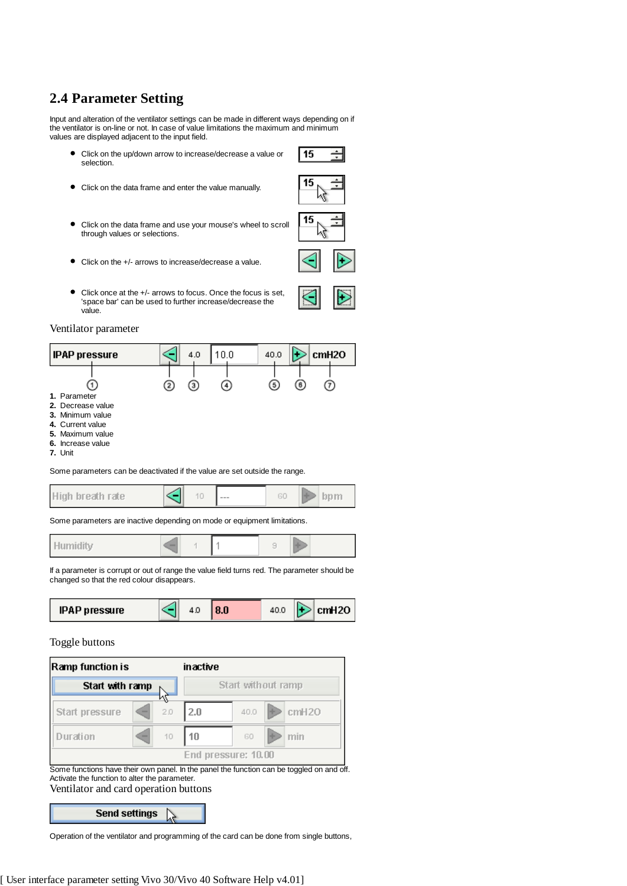## 2.4 Parameter Setting

Input and alteration of the ventilator settings can be made in different ways depending on if the ventilator is on-line or not. In case of value limitations the maximum and minimum values are displayed adjacent to the input field.

- Click on the up/down arrow to increase/decrease a value or selection.
- Click on the data frame and enter the value manually.
- Click on the data frame and use your mouse's wheel to scroll through values or selections.
- Click on the +/- arrows to increase/decrease a value.
- Click once at the +/- arrows to focus. Once the focus is set, 'space bar' can be used to further increase/decrease the value.

Ventilator parameter

| IPAP pressure | − | 4.0 | 10.0 | 40.0 | + | cmH2O |
|---|---|---|---|---|---|---|
| ① | ② | ③ | ④ | ⑤ | ⑥ | ⑦ |

1. Parameter
2. Decrease value
3. Minimum value
4. Current value
5. Maximum value
6. Increase value
7. Unit

Some parameters can be deactivated if the value are set outside the range.

| High breath rate | − | 10 | --- | 60 | + | bpm |
|---|---|---|---|---|---|---|

Some parameters are inactive depending on mode or equipment limitations.

| Humidity | − | 1 | 1 | 9 | + |
|---|---|---|---|---|---|

If a parameter is corrupt or out of range the value field turns red. The parameter should be changed so that the red colour disappears.

| IPAP pressure | − | 4.0 | 8.0 | 40.0 | + | cmH2O |
|---|---|---|---|---|---|---|

Toggle buttons

| Ramp function is | inactive | | | | | |
|---|---|---|---|---|---|---|
| Start with ramp | Start without ramp | | | | | |
| Start pressure | − | 2.0 | 2.0 | 40.0 | + | cmH2O |
| Duration | − | 10 | 10 | 60 | + | min |
| | | | End pressure: 10.00 | | | |

Some functions have their own panel. In the panel the function can be toggled on and off. Activate the function to alter the parameter.

Ventilator and card operation buttons

Send settings

Operation of the ventilator and programming of the card can be done from single buttons,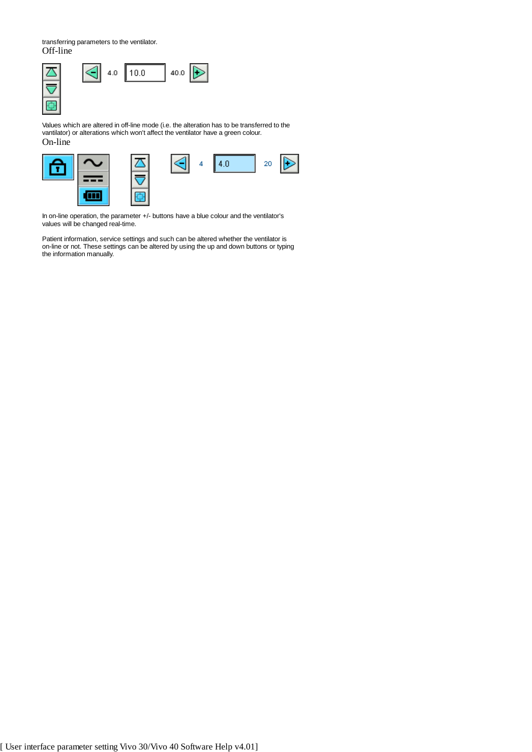transferring parameters to the ventilator.

## Off-line

4.0 10.0 40.0

Values which are altered in off-line mode (i.e. the alteration has to be transferred to the vantilator) or alterations which won't affect the ventilator have a green colour.

## On-line

4 4.0 20

In on-line operation, the parameter +/- buttons have a blue colour and the ventilator's values will be changed real-time.

Patient information, service settings and such can be altered whether the ventilator is on-line or not. These settings can be altered by using the up and down buttons or typing the information manually.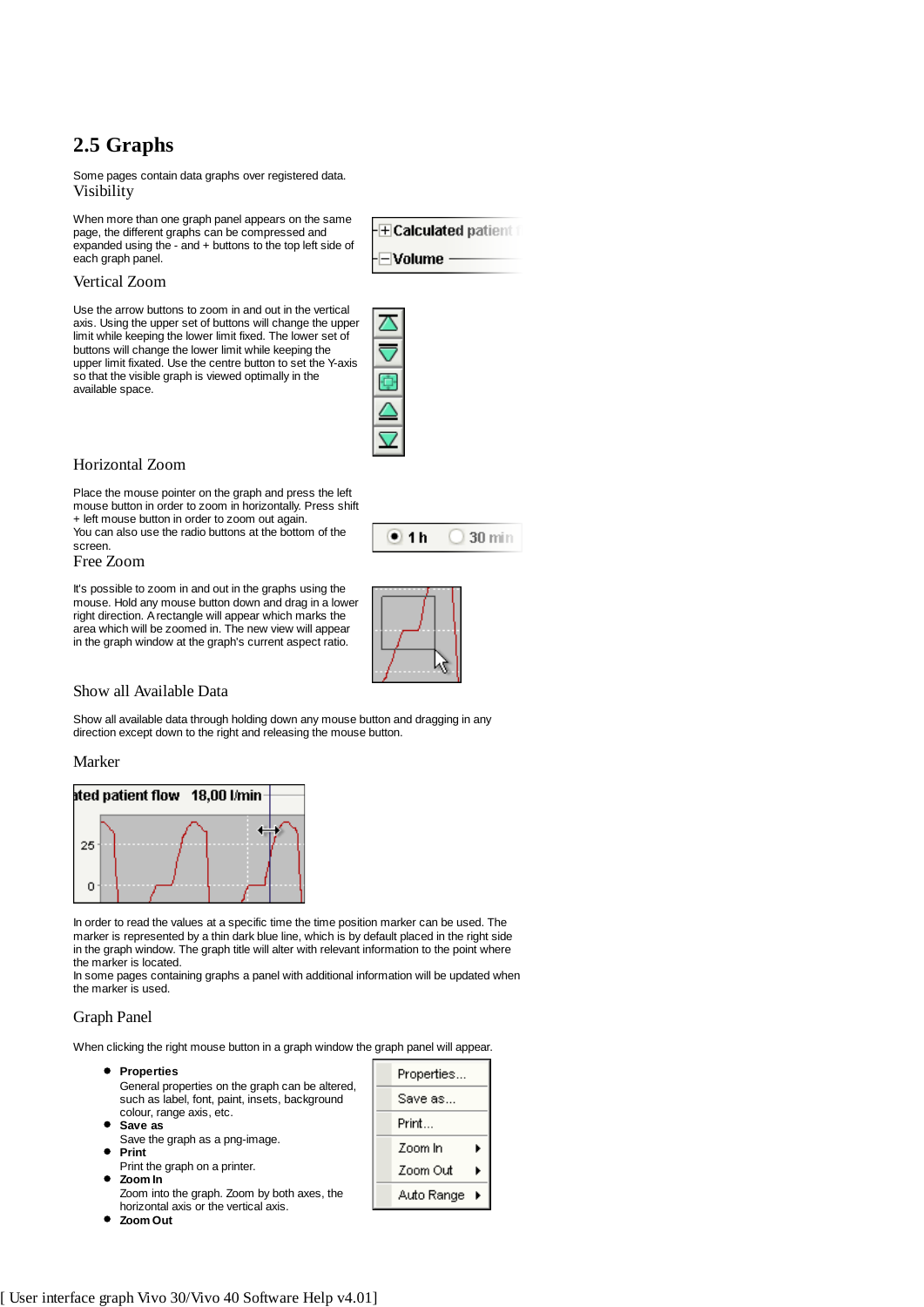## 2.5 Graphs

Some pages contain data graphs over registered data.

### Visibility

When more than one graph panel appears on the same page, the different graphs can be compressed and expanded using the - and + buttons to the top left side of each graph panel.

### Vertical Zoom

Use the arrow buttons to zoom in and out in the vertical axis. Using the upper set of buttons will change the upper limit while keeping the lower limit fixed. The lower set of buttons will change the lower limit while keeping the upper limit fixated. Use the centre button to set the Y-axis so that the visible graph is viewed optimally in the available space.

### Horizontal Zoom

Place the mouse pointer on the graph and press the left mouse button in order to zoom in horizontally. Press shift + left mouse button in order to zoom out again.
You can also use the radio buttons at the bottom of the screen.

### Free Zoom

It's possible to zoom in and out in the graphs using the mouse. Hold any mouse button down and drag in a lower right direction. A rectangle will appear which marks the area which will be zoomed in. The new view will appear in the graph window at the graph's current aspect ratio.

### Show all Available Data

Show all available data through holding down any mouse button and dragging in any direction except down to the right and releasing the mouse button.

### Marker

In order to read the values at a specific time the time position marker can be used. The marker is represented by a thin dark blue line, which is by default placed in the right side in the graph window. The graph title will alter with relevant information to the point where the marker is located.
In some pages containing graphs a panel with additional information will be updated when the marker is used.

### Graph Panel

When clicking the right mouse button in a graph window the graph panel will appear.

- **Properties**
  General properties on the graph can be altered, such as label, font, paint, insets, background colour, range axis, etc.
- **Save as**
  Save the graph as a png-image.
- **Print**
  Print the graph on a printer.
- **Zoom In**
  Zoom into the graph. Zoom by both axes, the horizontal axis or the vertical axis.
- **Zoom Out**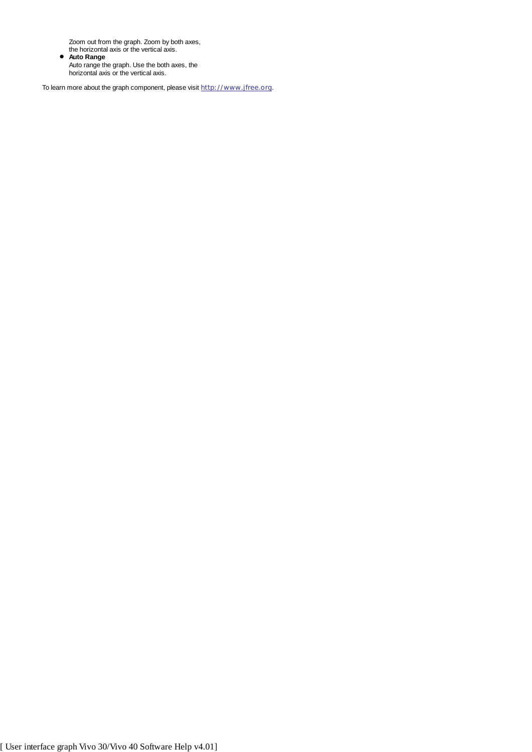Zoom out from the graph. Zoom by both axes, the horizontal axis or the vertical axis.

- **Auto Range**
  Auto range the graph. Use the both axes, the horizontal axis or the vertical axis.

To learn more about the graph component, please visit [http://www.jfree.org](http://www.jfree.org).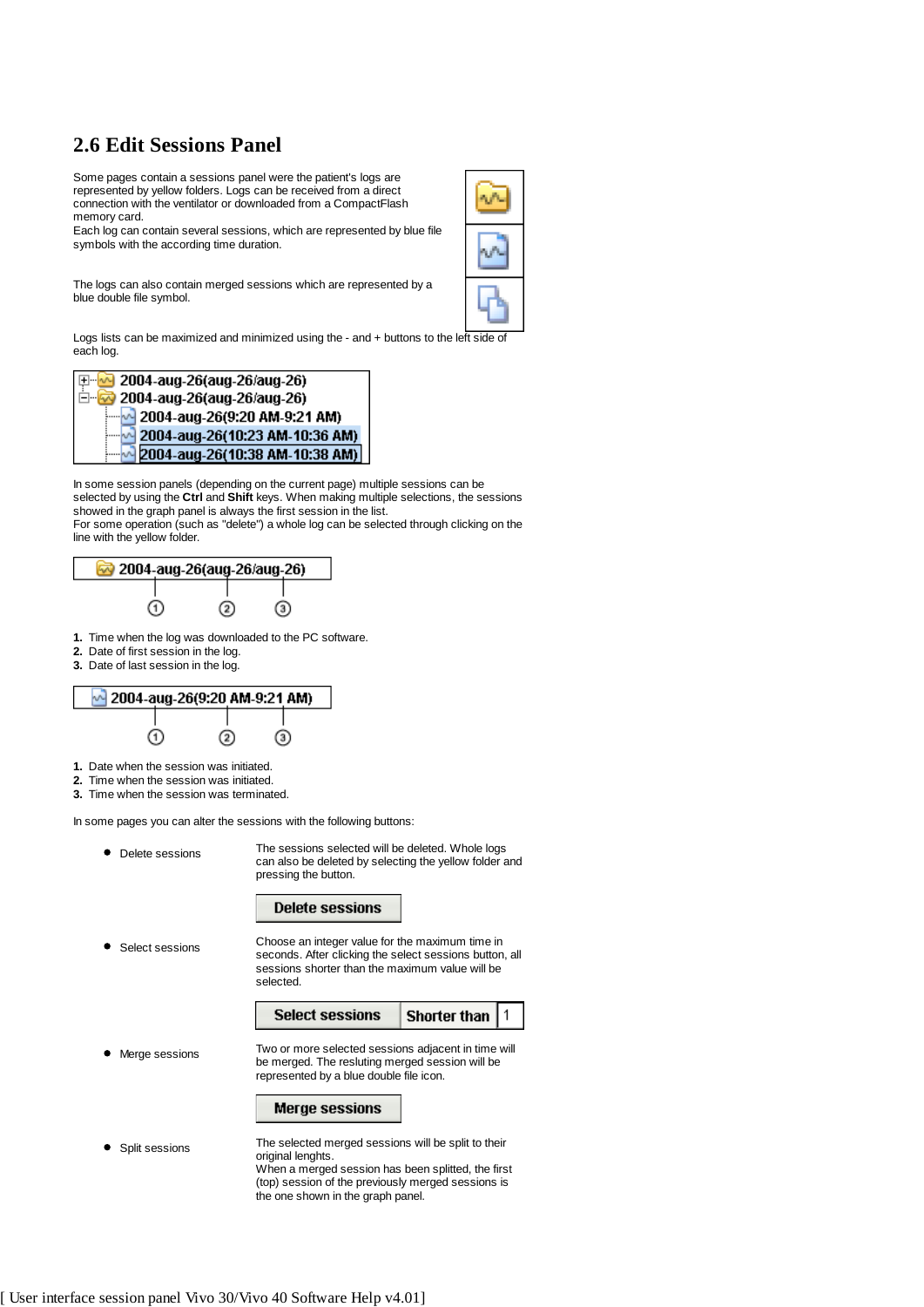## 2.6 Edit Sessions Panel

Some pages contain a sessions panel were the patient's logs are represented by yellow folders. Logs can be received from a direct connection with the ventilator or downloaded from a CompactFlash memory card.
Each log can contain several sessions, which are represented by blue file symbols with the according time duration.

The logs can also contain merged sessions which are represented by a blue double file symbol.

Logs lists can be maximized and minimized using the - and + buttons to the left side of each log.

2004-aug-26(aug-26/aug-26)
2004-aug-26(aug-26/aug-26)
2004-aug-26(9:20 AM-9:21 AM)
2004-aug-26(10:23 AM-10:36 AM)
2004-aug-26(10:38 AM-10:38 AM)

In some session panels (depending on the current page) multiple sessions can be selected by using the **Ctrl** and **Shift** keys. When making multiple selections, the sessions showed in the graph panel is always the first session in the list.
For some operation (such as "delete") a whole log can be selected through clicking on the line with the yellow folder.

2004-aug-26(aug-26/aug-26)

1. Time when the log was downloaded to the PC software.
2. Date of first session in the log.
3. Date of last session in the log.

2004-aug-26(9:20 AM-9:21 AM)

1. Date when the session was initiated.
2. Time when the session was initiated.
3. Time when the session was terminated.

In some pages you can alter the sessions with the following buttons:

- Delete sessions: The sessions selected will be deleted. Whole logs can also be deleted by selecting the yellow folder and pressing the button.

  **Delete sessions**

- Select sessions: Choose an integer value for the maximum time in seconds. After clicking the select sessions button, all sessions shorter than the maximum value will be selected.

  **Select sessions** | **Shorter than** | 1

- Merge sessions: Two or more selected sessions adjacent in time will be merged. The resluting merged session will be represented by a blue double file icon.

  **Merge sessions**

- Split sessions: The selected merged sessions will be split to their original lenghts.
  When a merged session has been splitted, the first (top) session of the previously merged sessions is the one shown in the graph panel.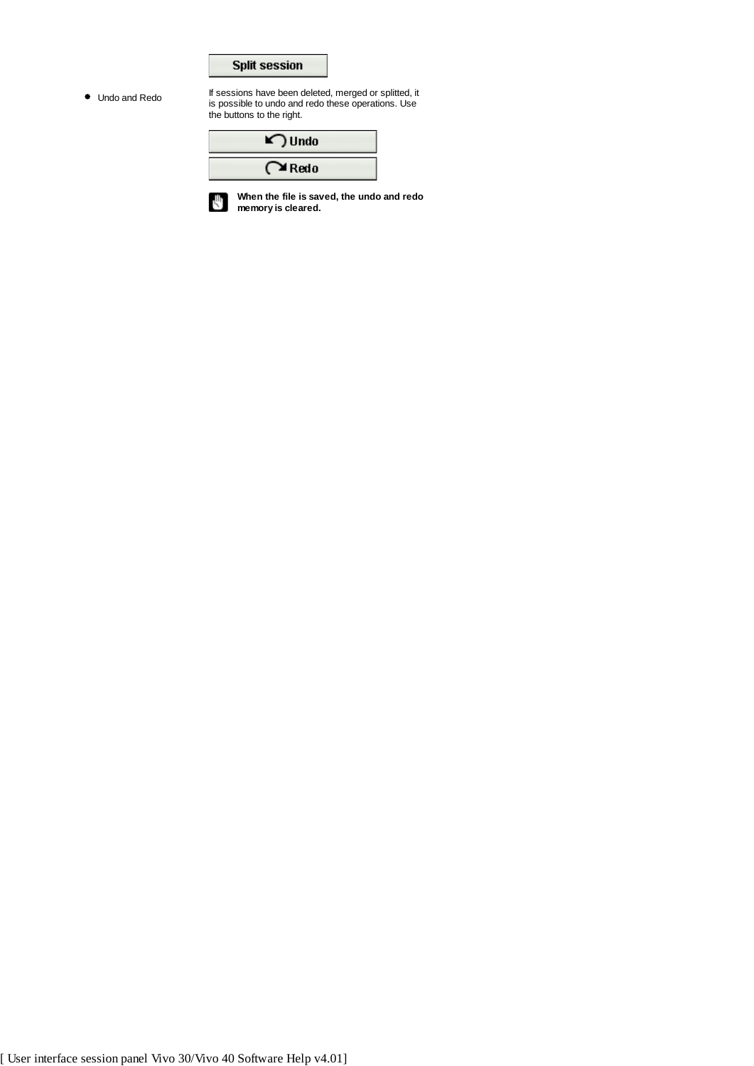**Split session**

- Undo and Redo

If sessions have been deleted, merged or splitted, it is possible to undo and redo these operations. Use the buttons to the right.

**Undo**

**Redo**

**When the file is saved, the undo and redo memory is cleared.**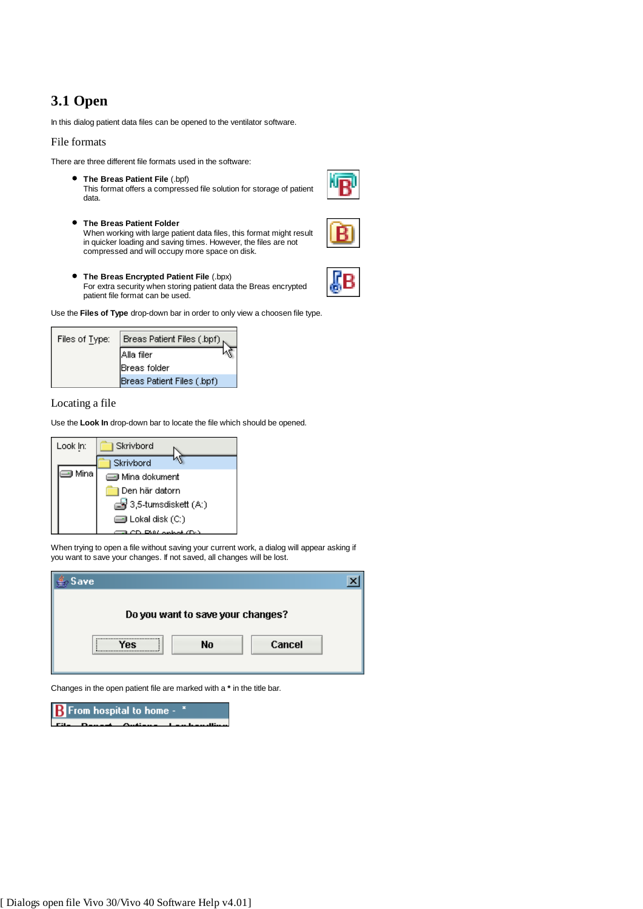## 3.1 Open

In this dialog patient data files can be opened to the ventilator software.

### File formats

There are three different file formats used in the software:

- **The Breas Patient File** (.bpf)
  This format offers a compressed file solution for storage of patient data.
- **The Breas Patient Folder**
  When working with large patient data files, this format might result in quicker loading and saving times. However, the files are not compressed and will occupy more space on disk.
- **The Breas Encrypted Patient File** (.bpx)
  For extra security when storing patient data the Breas encrypted patient file format can be used.

Use the **Files of Type** drop-down bar in order to only view a choosen file type.

### Locating a file

Use the **Look In** drop-down bar to locate the file which should be opened.

When trying to open a file without saving your current work, a dialog will appear asking if you want to save your changes. If not saved, all changes will be lost.

Changes in the open patient file are marked with a * in the title bar.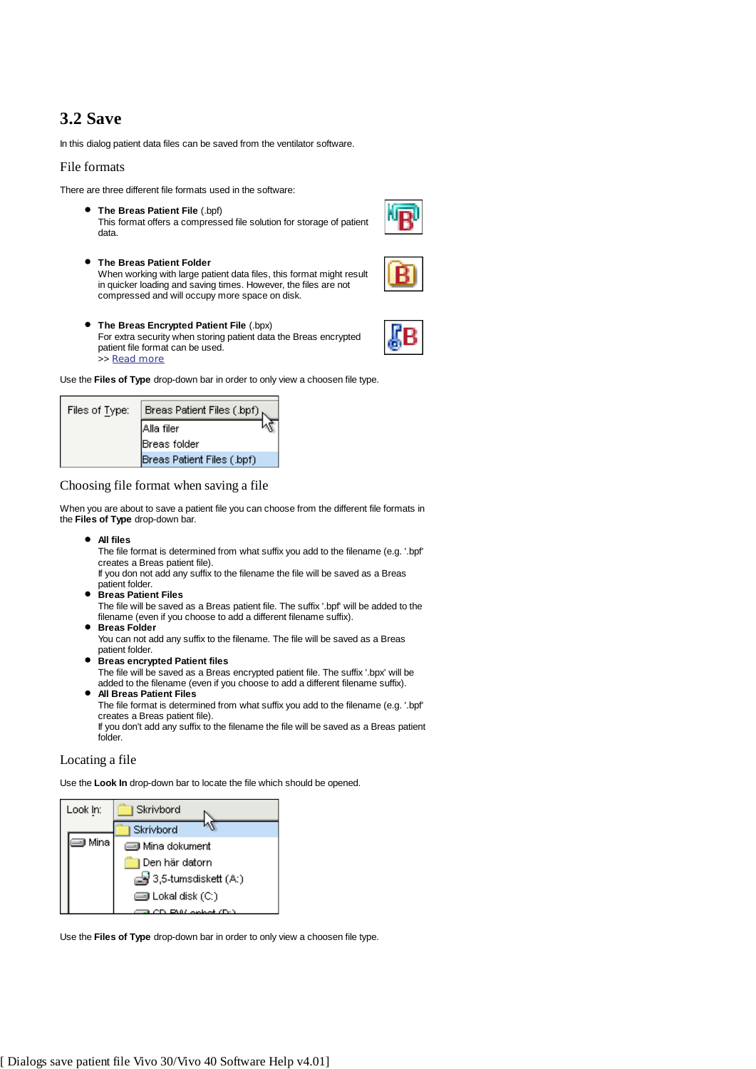## 3.2 Save

In this dialog patient data files can be saved from the ventilator software.

### File formats

There are three different file formats used in the software:

- **The Breas Patient File** (.bpf)
  This format offers a compressed file solution for storage of patient data.
- **The Breas Patient Folder**
  When working with large patient data files, this format might result in quicker loading and saving times. However, the files are not compressed and will occupy more space on disk.
- **The Breas Encrypted Patient File** (.bpx)
  For extra security when storing patient data the Breas encrypted patient file format can be used.
  >> Read more

Use the **Files of Type** drop-down bar in order to only view a choosen file type.

### Choosing file format when saving a file

When you are about to save a patient file you can choose from the different file formats in the **Files of Type** drop-down bar.

- **All files**
  The file format is determined from what suffix you add to the filename (e.g. '.bpf' creates a Breas patient file).
  If you don not add any suffix to the filename the file will be saved as a Breas patient folder.
- **Breas Patient Files**
  The file will be saved as a Breas patient file. The suffix '.bpf' will be added to the filename (even if you choose to add a different filename suffix).
- **Breas Folder**
  You can not add any suffix to the filename. The file will be saved as a Breas patient folder.
- **Breas encrypted Patient files**
  The file will be saved as a Breas encrypted patient file. The suffix '.bpx' will be added to the filename (even if you choose to add a different filename suffix).
- **All Breas Patient Files**
  The file format is determined from what suffix you add to the filename (e.g. '.bpf' creates a Breas patient file).
  If you don't add any suffix to the filename the file will be saved as a Breas patient folder.

### Locating a file

Use the **Look In** drop-down bar to locate the file which should be opened.

Use the **Files of Type** drop-down bar in order to only view a choosen file type.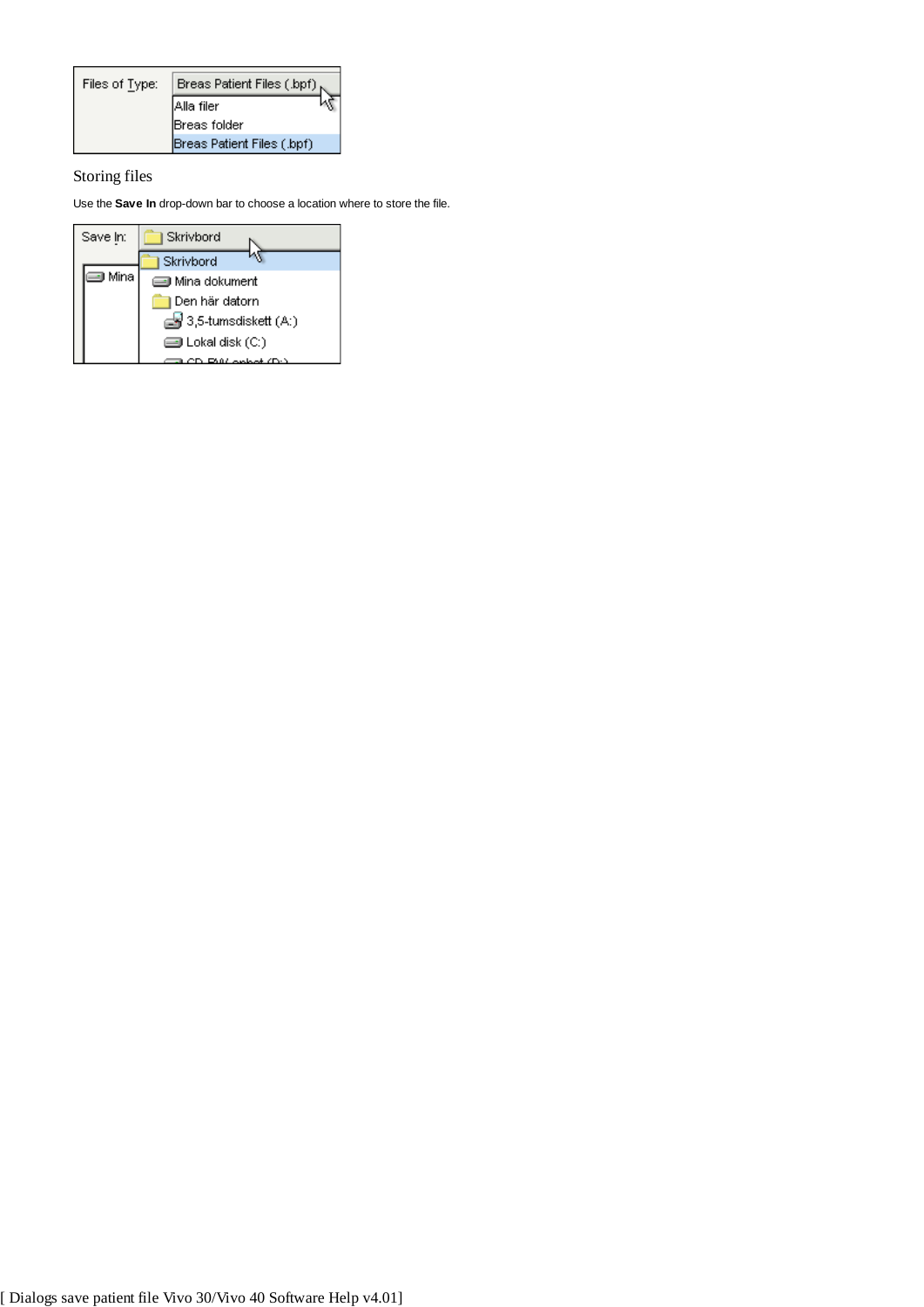Files of Type: Breas Patient Files (.bpf)

Alla filer

Breas folder

Breas Patient Files (.bpf)

## Storing files

Use the **Save In** drop-down bar to choose a location where to store the file.

Save In: Skrivbord

Skrivbord

Mina dokument

Den här datorn

3,5-tumsdiskett (A:)

Lokal disk (C:)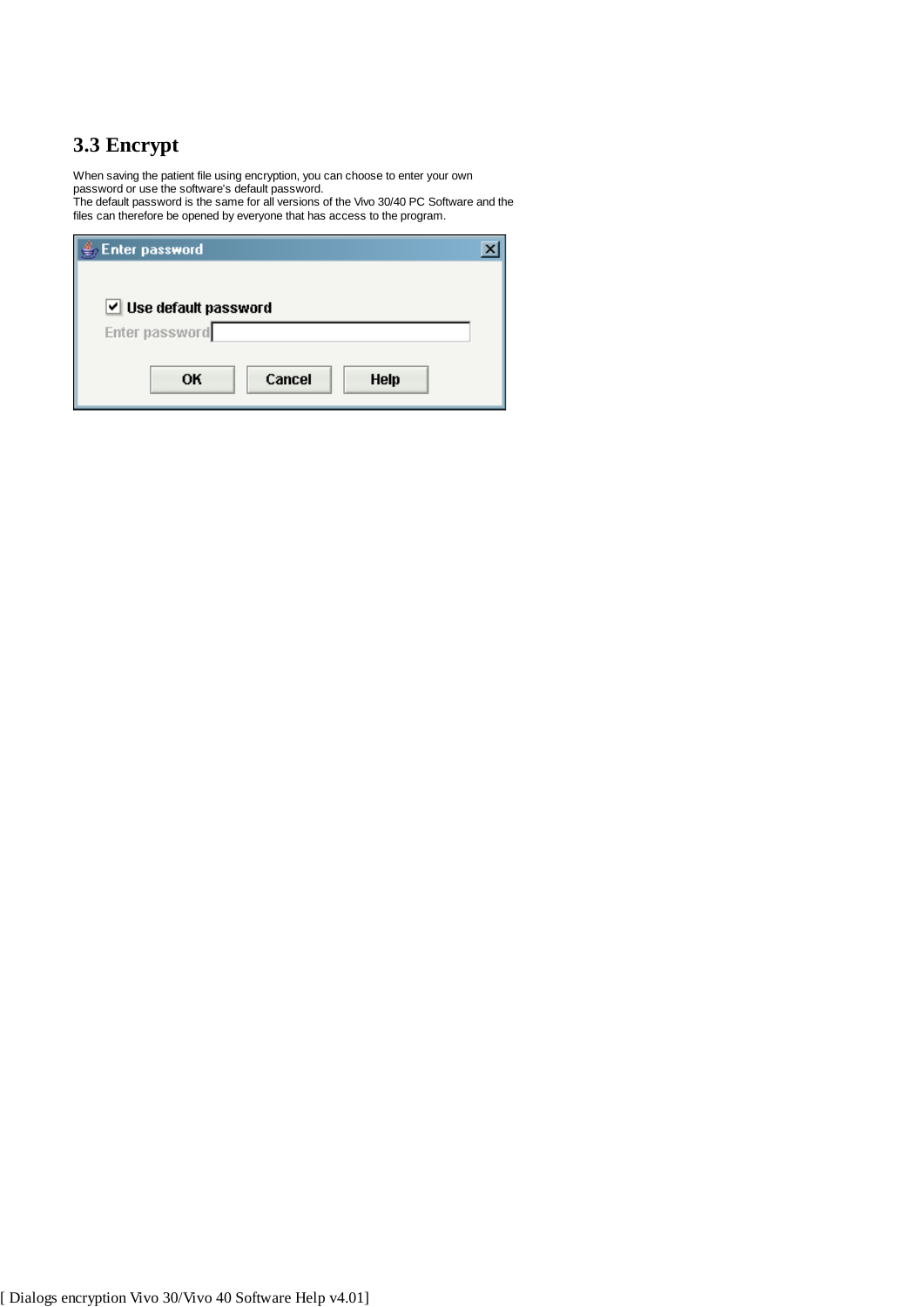## 3.3 Encrypt

When saving the patient file using encryption, you can choose to enter your own password or use the software's default password.
The default password is the same for all versions of the Vivo 30/40 PC Software and the files can therefore be opened by everyone that has access to the program.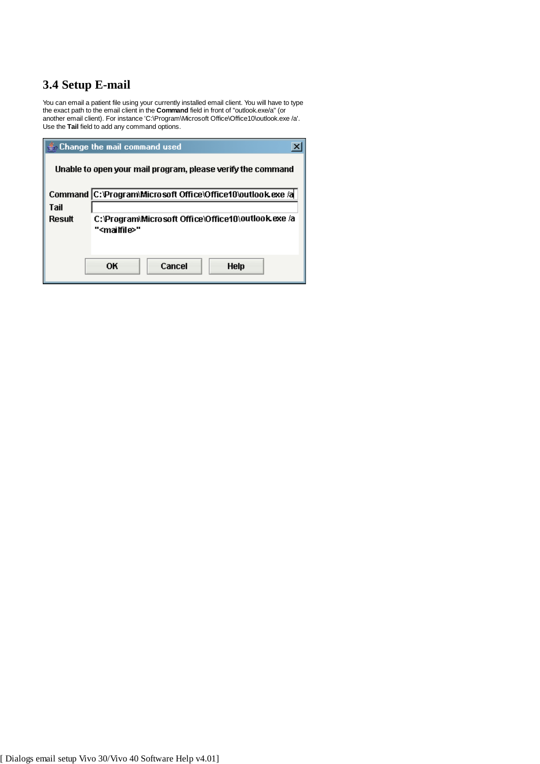### 3.4 Setup E-mail

You can email a patient file using your currently installed email client. You will have to type the exact path to the email client in the **Command** field in front of "outlook.exe/a" (or another email client). For instance 'C:\Program\Microsoft Office\Office10\outlook.exe /a'. Use the **Tail** field to add any command options.

**Change the mail command used**

Unable to open your mail program, please verify the command

Command: C:\Program\Microsoft Office\Office10\outlook.exe /a

Tail:

Result: C:\Program\Microsoft Office\Office10\outlook.exe /a "<mailfile>"

OK | Cancel | Help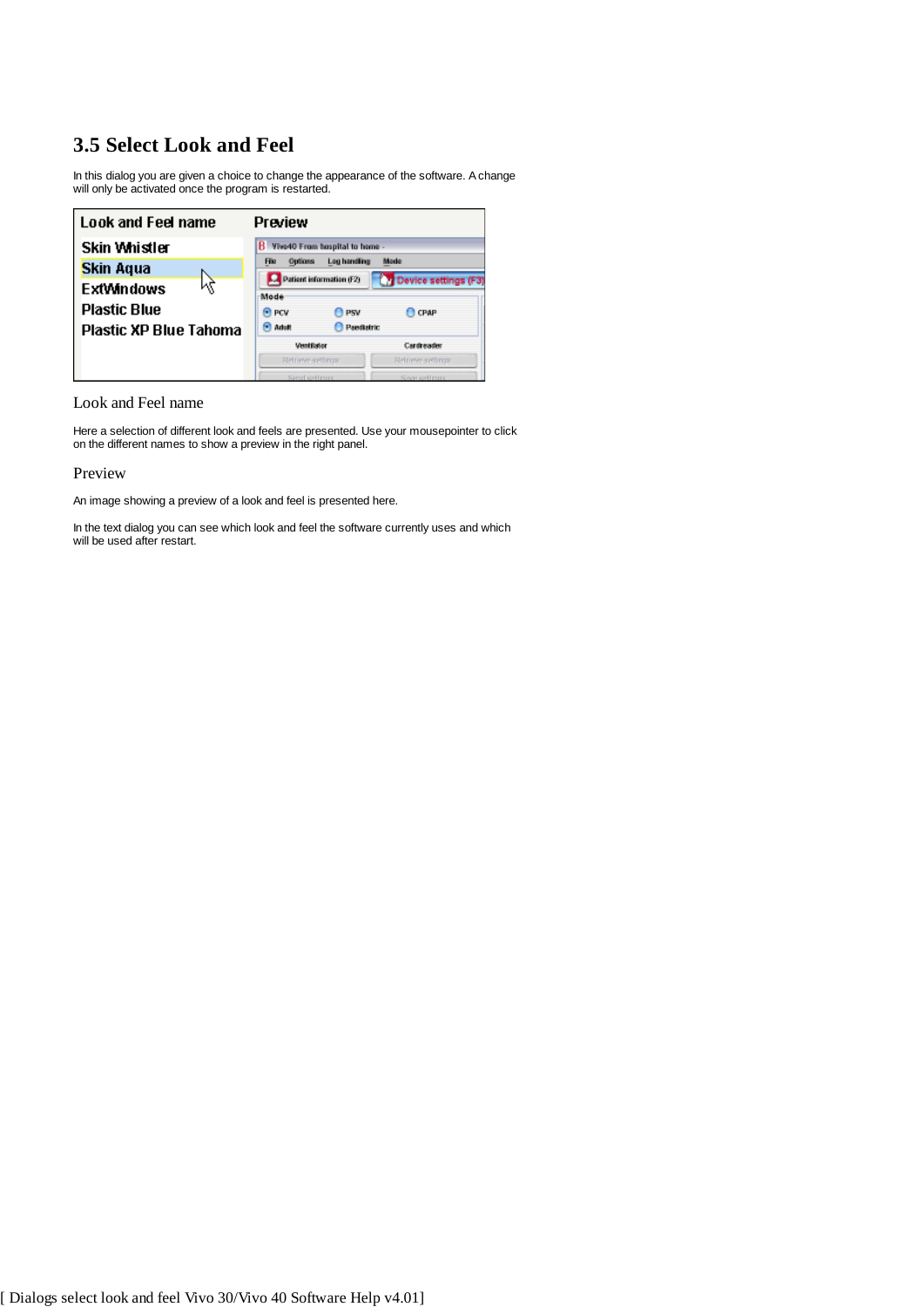## 3.5 Select Look and Feel

In this dialog you are given a choice to change the appearance of the software. A change will only be activated once the program is restarted.

### Look and Feel name

Here a selection of different look and feels are presented. Use your mousepointer to click on the different names to show a preview in the right panel.

### Preview

An image showing a preview of a look and feel is presented here.

In the text dialog you can see which look and feel the software currently uses and which will be used after restart.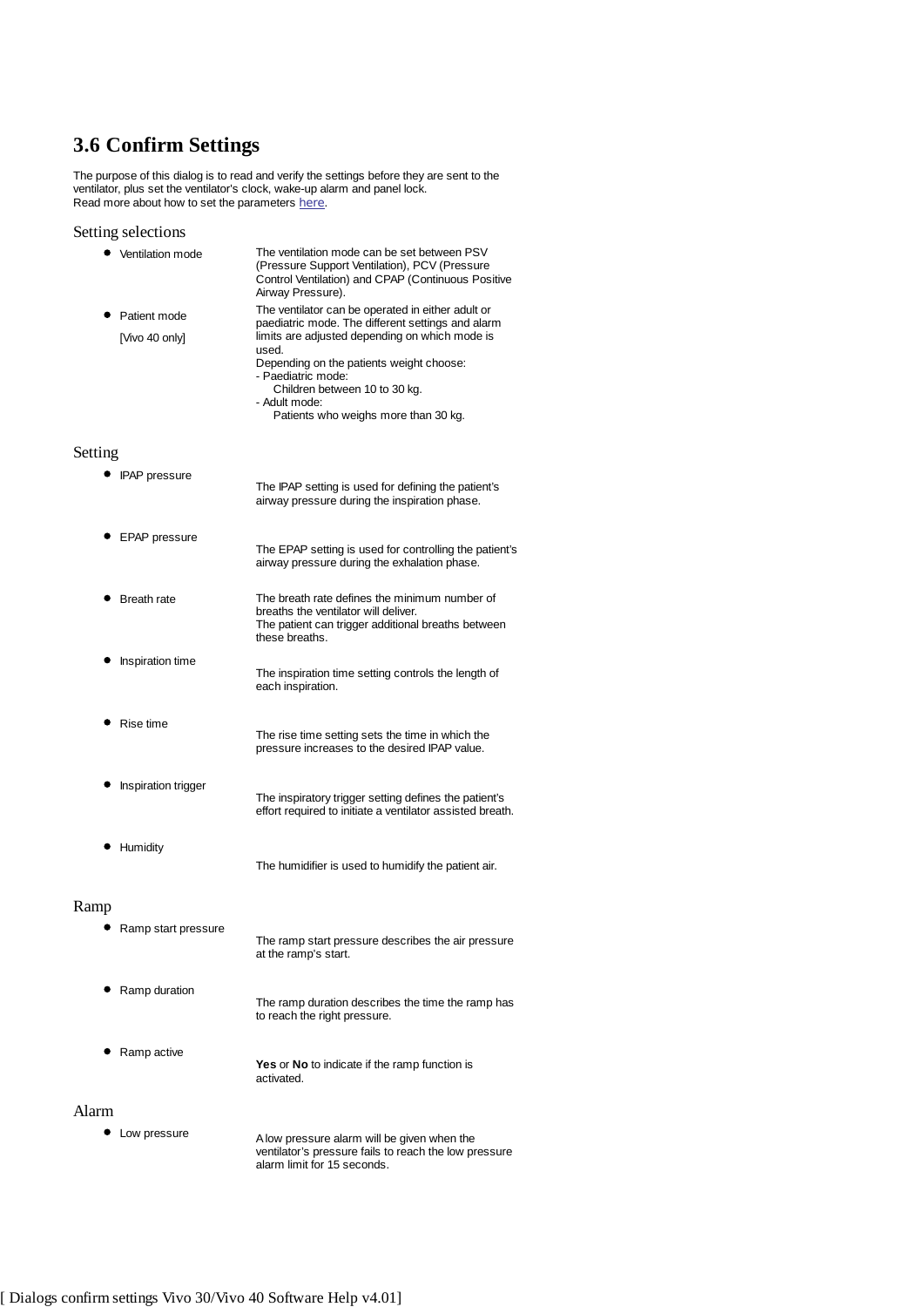## 3.6 Confirm Settings

The purpose of this dialog is to read and verify the settings before they are sent to the ventilator, plus set the ventilator's clock, wake-up alarm and panel lock.
Read more about how to set the parameters here.

### Setting selections

| | |
|---|---|
| • Ventilation mode | The ventilation mode can be set between PSV (Pressure Support Ventilation), PCV (Pressure Control Ventilation) and CPAP (Continuous Positive Airway Pressure). |
| • Patient mode [Vivo 40 only] | The ventilator can be operated in either adult or paediatric mode. The different settings and alarm limits are adjusted depending on which mode is used. Depending on the patients weight choose: - Paediatric mode: Children between 10 to 30 kg. - Adult mode: Patients who weighs more than 30 kg. |

### Setting

| | |
|---|---|
| • IPAP pressure | The IPAP setting is used for defining the patient's airway pressure during the inspiration phase. |
| • EPAP pressure | The EPAP setting is used for controlling the patient's airway pressure during the exhalation phase. |
| • Breath rate | The breath rate defines the minimum number of breaths the ventilator will deliver. The patient can trigger additional breaths between these breaths. |
| • Inspiration time | The inspiration time setting controls the length of each inspiration. |
| • Rise time | The rise time setting sets the time in which the pressure increases to the desired IPAP value. |
| • Inspiration trigger | The inspiratory trigger setting defines the patient's effort required to initiate a ventilator assisted breath. |
| • Humidity | The humidifier is used to humidify the patient air. |

### Ramp

| | |
|---|---|
| • Ramp start pressure | The ramp start pressure describes the air pressure at the ramp's start. |
| • Ramp duration | The ramp duration describes the time the ramp has to reach the right pressure. |
| • Ramp active | **Yes** or **No** to indicate if the ramp function is activated. |

### Alarm

| | |
|---|---|
| • Low pressure | A low pressure alarm will be given when the ventilator's pressure fails to reach the low pressure alarm limit for 15 seconds. |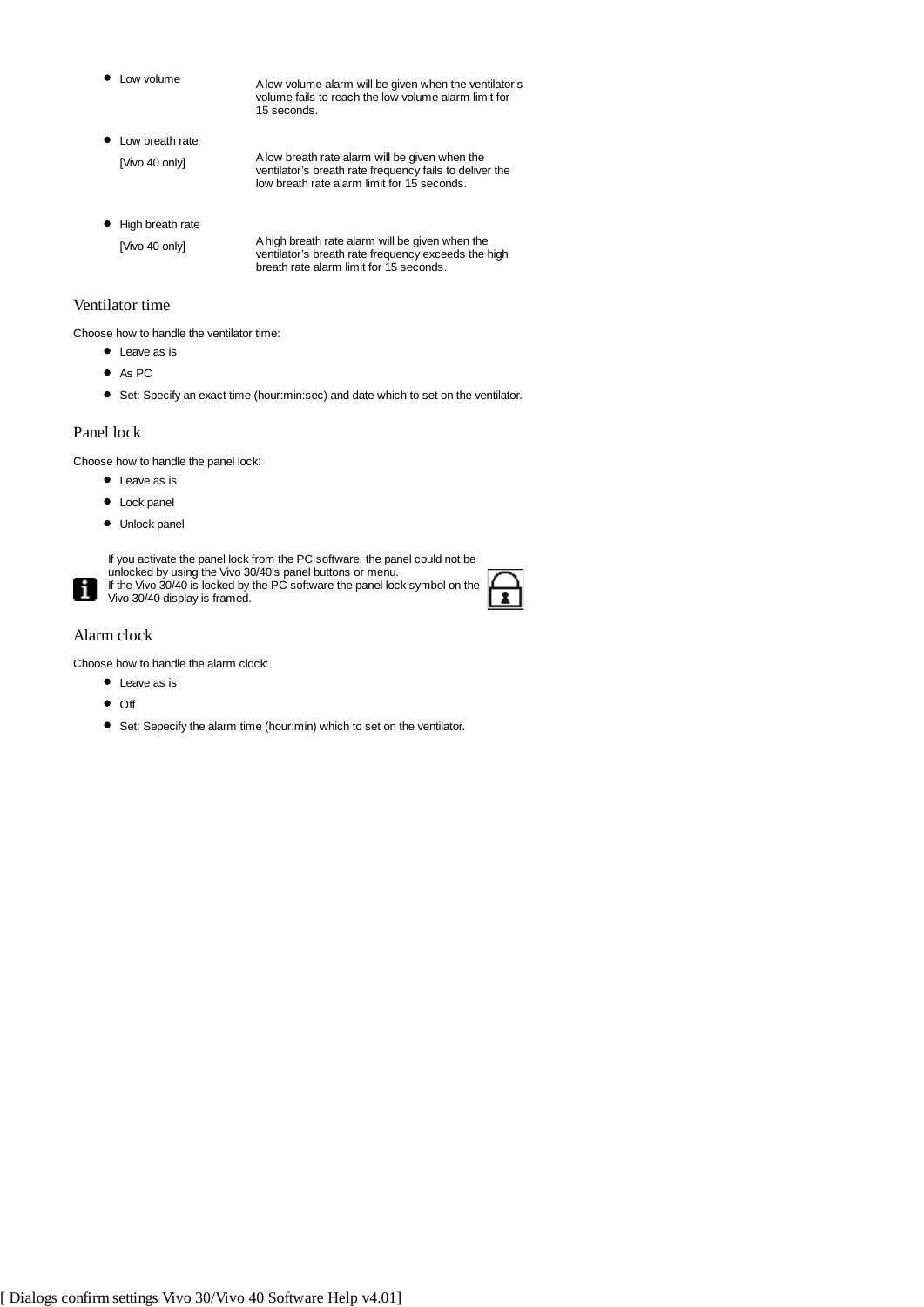- Low volume — A low volume alarm will be given when the ventilator's volume fails to reach the low volume alarm limit for 15 seconds.
- Low breath rate [Vivo 40 only] — A low breath rate alarm will be given when the ventilator's breath rate frequency fails to deliver the low breath rate alarm limit for 15 seconds.
- High breath rate [Vivo 40 only] — A high breath rate alarm will be given when the ventilator's breath rate frequency exceeds the high breath rate alarm limit for 15 seconds.

## Ventilator time

Choose how to handle the ventilator time:

- Leave as is
- As PC
- Set: Specify an exact time (hour:min:sec) and date which to set on the ventilator.

## Panel lock

Choose how to handle the panel lock:

- Leave as is
- Lock panel
- Unlock panel

If you activate the panel lock from the PC software, the panel could not be unlocked by using the Vivo 30/40's panel buttons or menu.
If the Vivo 30/40 is locked by the PC software the panel lock symbol on the Vivo 30/40 display is framed.

## Alarm clock

Choose how to handle the alarm clock:

- Leave as is
- Off
- Set: Sepecify the alarm time (hour:min) which to set on the ventilator.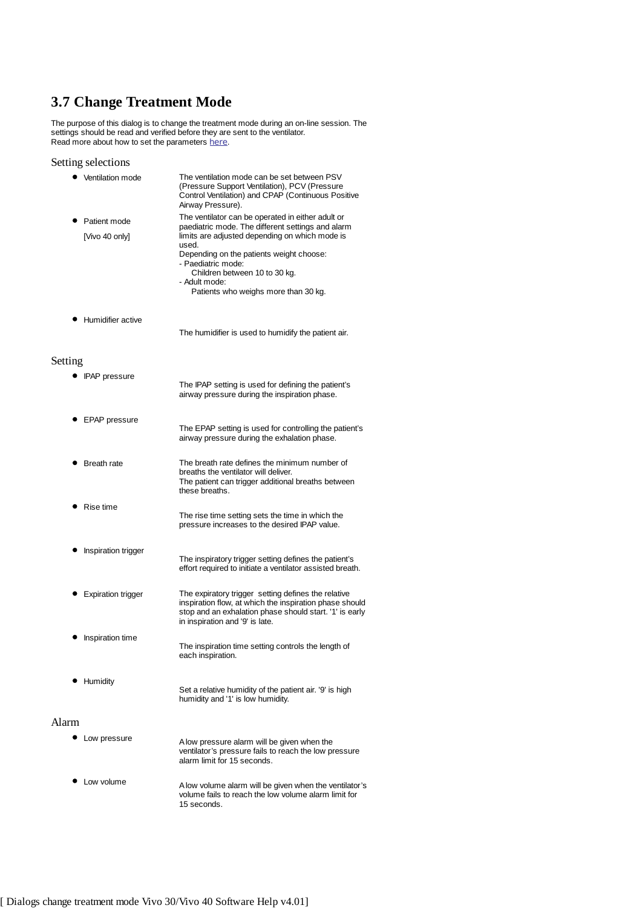## 3.7 Change Treatment Mode

The purpose of this dialog is to change the treatment mode during an on-line session. The settings should be read and verified before they are sent to the ventilator.
Read more about how to set the parameters here.

### Setting selections

- **Ventilation mode** — The ventilation mode can be set between PSV (Pressure Support Ventilation), PCV (Pressure Control Ventilation) and CPAP (Continuous Positive Airway Pressure).
- **Patient mode** [Vivo 40 only] — The ventilator can be operated in either adult or paediatric mode. The different settings and alarm limits are adjusted depending on which mode is used.
  Depending on the patients weight choose:
  - Paediatric mode:
    Children between 10 to 30 kg.
  - Adult mode:
    Patients who weighs more than 30 kg.
- **Humidifier active** — The humidifier is used to humidify the patient air.

### Setting

- **IPAP pressure** — The IPAP setting is used for defining the patient's airway pressure during the inspiration phase.
- **EPAP pressure** — The EPAP setting is used for controlling the patient's airway pressure during the exhalation phase.
- **Breath rate** — The breath rate defines the minimum number of breaths the ventilator will deliver.
  The patient can trigger additional breaths between these breaths.
- **Rise time** — The rise time setting sets the time in which the pressure increases to the desired IPAP value.
- **Inspiration trigger** — The inspiratory trigger setting defines the patient's effort required to initiate a ventilator assisted breath.
- **Expiration trigger** — The expiratory trigger setting defines the relative inspiration flow, at which the inspiration phase should stop and an exhalation phase should start. '1' is early in inspiration and '9' is late.
- **Inspiration time** — The inspiration time setting controls the length of each inspiration.
- **Humidity** — Set a relative humidity of the patient air. '9' is high humidity and '1' is low humidity.

### Alarm

- **Low pressure** — A low pressure alarm will be given when the ventilator's pressure fails to reach the low pressure alarm limit for 15 seconds.
- **Low volume** — A low volume alarm will be given when the ventilator's volume fails to reach the low volume alarm limit for 15 seconds.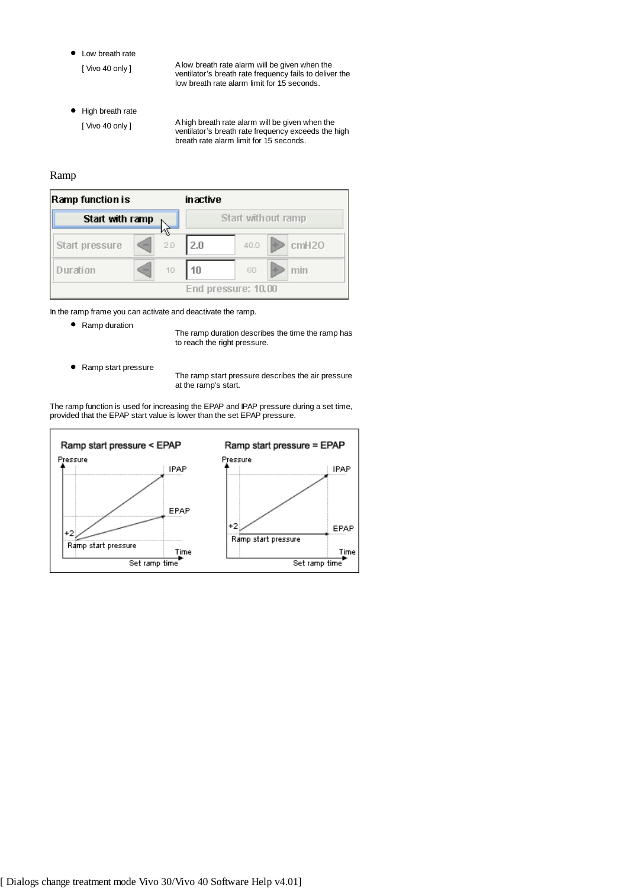- Low breath rate

  [ Vivo 40 only ]

  A low breath rate alarm will be given when the ventilator's breath rate frequency fails to deliver the low breath rate alarm limit for 15 seconds.

- High breath rate

  [ Vivo 40 only ]

  A high breath rate alarm will be given when the ventilator's breath rate frequency exceeds the high breath rate alarm limit for 15 seconds.

## Ramp

In the ramp frame you can activate and deactivate the ramp.

- Ramp duration

  The ramp duration describes the time the ramp has to reach the right pressure.

- Ramp start pressure

  The ramp start pressure describes the air pressure at the ramp's start.

The ramp function is used for increasing the EPAP and IPAP pressure during a set time, provided that the EPAP start value is lower than the set EPAP pressure.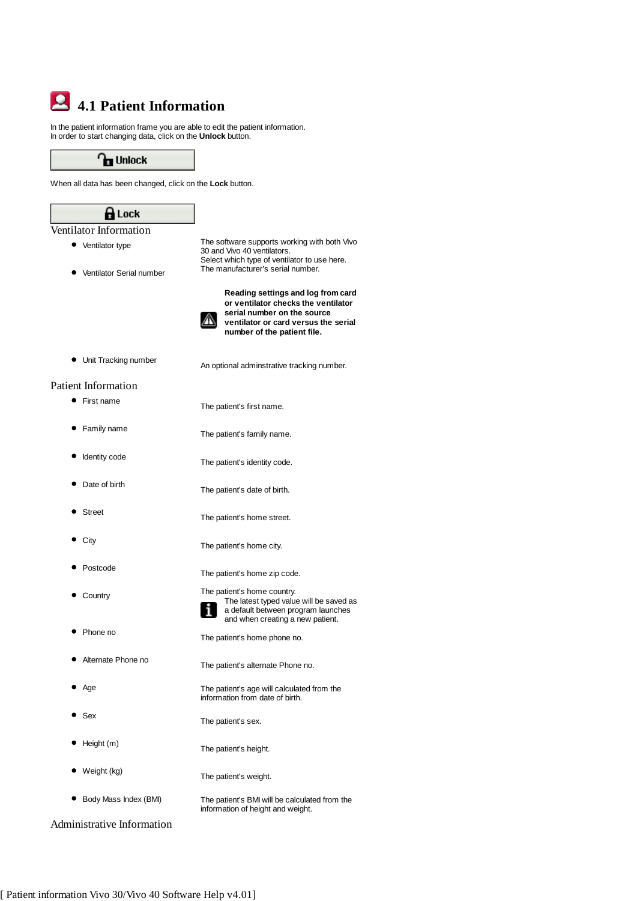# 4.1 Patient Information

In the patient information frame you are able to edit the patient information.
In order to start changing data, click on the **Unlock** button.

**Unlock**

When all data has been changed, click on the **Lock** button.

**Lock**

## Ventilator Information

| | |
|---|---|
| • Ventilator type | The software supports working with both Vivo 30 and Vivo 40 ventilators. Select which type of ventilator to use here. |
| • Ventilator Serial number | The manufacturer's serial number. **Reading settings and log from card or ventilator checks the ventilator serial number on the source ventilator or card versus the serial number of the patient file.** |
| • Unit Tracking number | An optional adminstrative tracking number. |

## Patient Information

| | |
|---|---|
| • First name | The patient's first name. |
| • Family name | The patient's family name. |
| • Identity code | The patient's identity code. |
| • Date of birth | The patient's date of birth. |
| • Street | The patient's home street. |
| • City | The patient's home city. |
| • Postcode | The patient's home zip code. |
| • Country | The patient's home country. The latest typed value will be saved as a default between program launches and when creating a new patient. |
| • Phone no | The patient's home phone no. |
| • Alternate Phone no | The patient's alternate Phone no. |
| • Age | The patient's age will calculated from the information from date of birth. |
| • Sex | The patient's sex. |
| • Height (m) | The patient's height. |
| • Weight (kg) | The patient's weight. |
| • Body Mass Index (BMI) | The patient's BMI will be calculated from the information of height and weight. |

## Administrative Information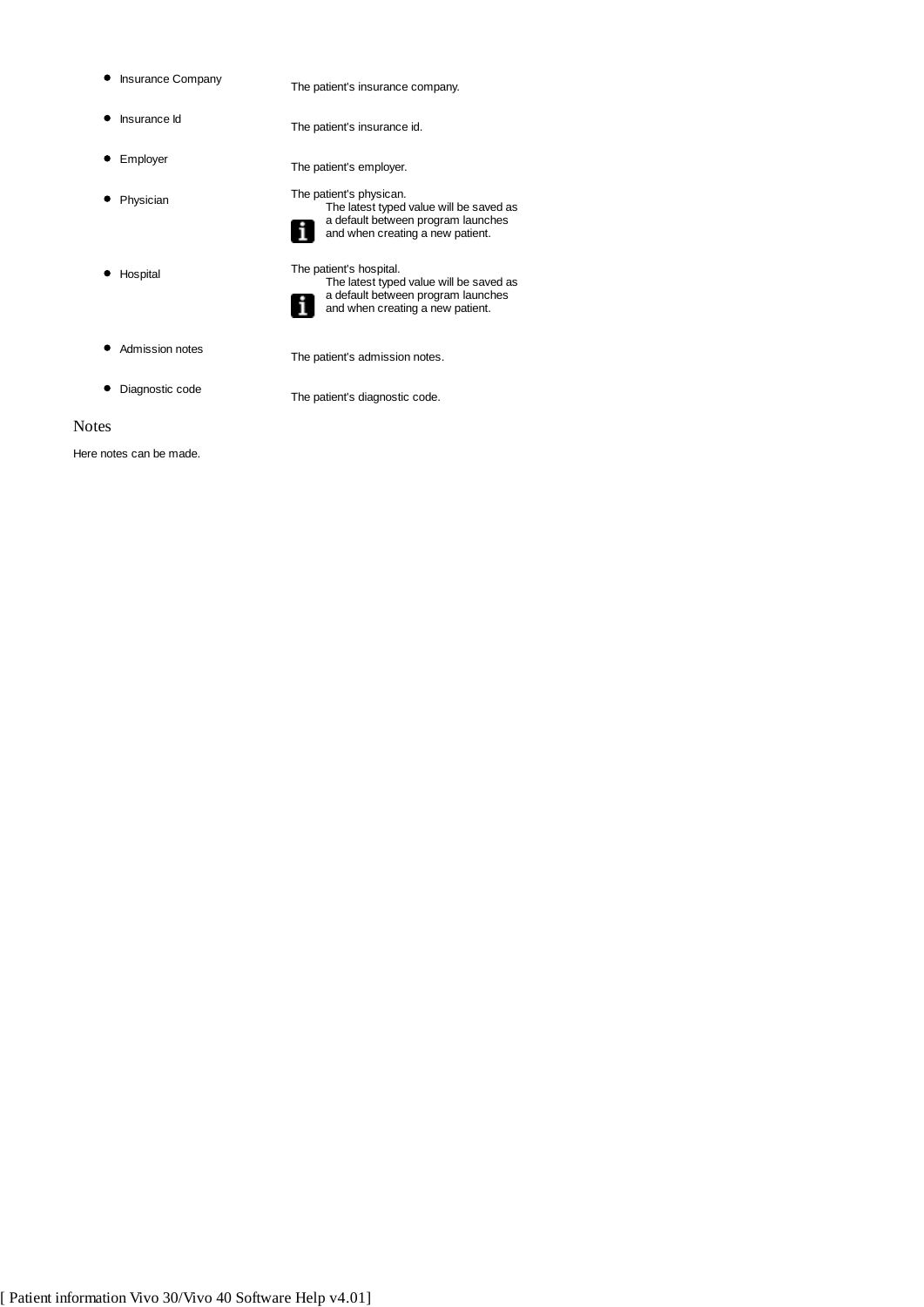- Insurance Company — The patient's insurance company.
- Insurance Id — The patient's insurance id.
- Employer — The patient's employer.
- Physician — The patient's physican.
  The latest typed value will be saved as a default between program launches and when creating a new patient.
- Hospital — The patient's hospital.
  The latest typed value will be saved as a default between program launches and when creating a new patient.
- Admission notes — The patient's admission notes.
- Diagnostic code — The patient's diagnostic code.

## Notes

Here notes can be made.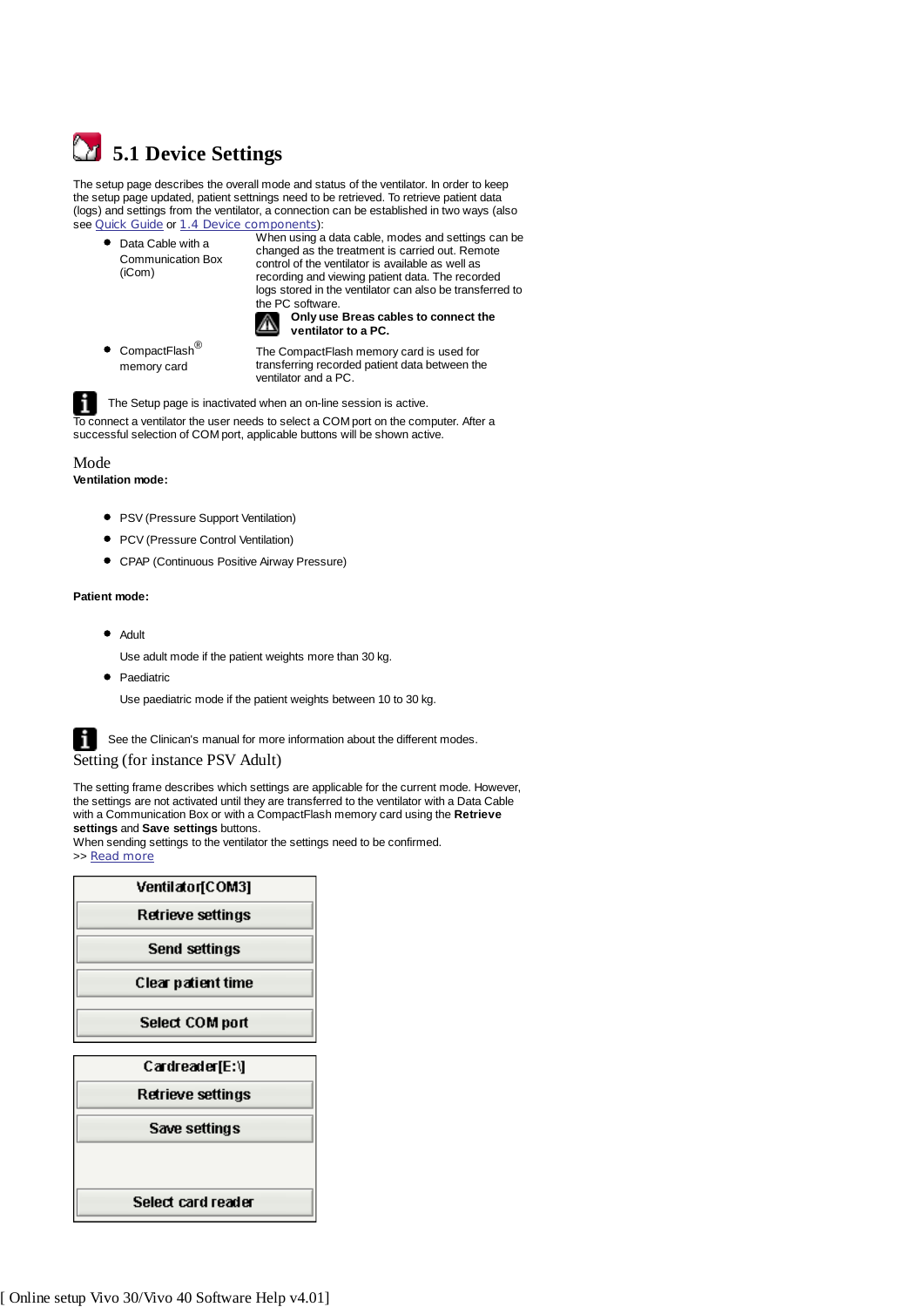# 5.1 Device Settings

The setup page describes the overall mode and status of the ventilator. In order to keep the setup page updated, patient setttnings need to be retrieved. To retrieve patient data (logs) and settings from the ventilator, a connection can be established in two ways (also see Quick Guide or 1.4 Device components):

- Data Cable with a Communication Box (iCom)

  When using a data cable, modes and settings can be changed as the treatment is carried out. Remote control of the ventilator is available as well as recording and viewing patient data. The recorded logs stored in the ventilator can also be transferred to the PC software.

  **Only use Breas cables to connect the ventilator to a PC.**

- CompactFlash® memory card

  The CompactFlash memory card is used for transferring recorded patient data between the ventilator and a PC.

The Setup page is inactivated when an on-line session is active.

To connect a ventilator the user needs to select a COM port on the computer. After a successful selection of COM port, applicable buttons will be shown active.

## Mode

**Ventilation mode:**

- PSV (Pressure Support Ventilation)
- PCV (Pressure Control Ventilation)
- CPAP (Continuous Positive Airway Pressure)

**Patient mode:**

- Adult

  Use adult mode if the patient weights more than 30 kg.

- Paediatric

  Use paediatric mode if the patient weights between 10 to 30 kg.

See the Clinican's manual for more information about the different modes.

## Setting (for instance PSV Adult)

The setting frame describes which settings are applicable for the current mode. However, the settings are not activated until they are transferred to the ventilator with a Data Cable with a Communication Box or with a CompactFlash memory card using the **Retrieve settings** and **Save settings** buttons.

When sending settings to the ventilator the settings need to be confirmed.

>> Read more

| Ventilator[COM3] |
|---|
| Retrieve settings |
| Send settings |
| Clear patient time |
| Select COM port |

| Cardreader[E:\] |
|---|
| Retrieve settings |
| Save settings |
| |
| Select card reader |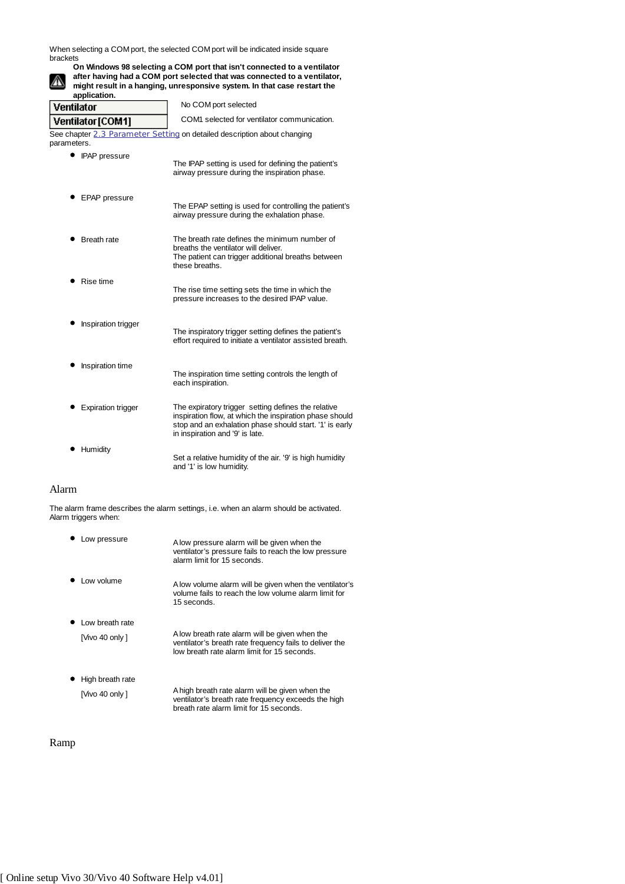When selecting a COM port, the selected COM port will be indicated inside square brackets

**On Windows 98 selecting a COM port that isn't connected to a ventilator after having had a COM port selected that was connected to a ventilator, might result in a hanging, unresponsive system. In that case restart the application.**

| | |
|---|---|
| **Ventilator** | No COM port selected |
| **Ventilator [COM1]** | COM1 selected for ventilator communication. |

See chapter 2.3 Parameter Setting on detailed description about changing parameters.

- IPAP pressure — The IPAP setting is used for defining the patient's airway pressure during the inspiration phase.
- EPAP pressure — The EPAP setting is used for controlling the patient's airway pressure during the exhalation phase.
- Breath rate — The breath rate defines the minimum number of breaths the ventilator will deliver. The patient can trigger additional breaths between these breaths.
- Rise time — The rise time setting sets the time in which the pressure increases to the desired IPAP value.
- Inspiration trigger — The inspiratory trigger setting defines the patient's effort required to initiate a ventilator assisted breath.
- Inspiration time — The inspiration time setting controls the length of each inspiration.
- Expiration trigger — The expiratory trigger setting defines the relative inspiration flow, at which the inspiration phase should stop and an exhalation phase should start. '1' is early in inspiration and '9' is late.
- Humidity — Set a relative humidity of the air. '9' is high humidity and '1' is low humidity.

## Alarm

The alarm frame describes the alarm settings, i.e. when an alarm should be activated. Alarm triggers when:

- Low pressure — A low pressure alarm will be given when the ventilator's pressure fails to reach the low pressure alarm limit for 15 seconds.
- Low volume — A low volume alarm will be given when the ventilator's volume fails to reach the low volume alarm limit for 15 seconds.
- Low breath rate [Vivo 40 only ] — A low breath rate alarm will be given when the ventilator's breath rate frequency fails to deliver the low breath rate alarm limit for 15 seconds.
- High breath rate [Vivo 40 only ] — A high breath rate alarm will be given when the ventilator's breath rate frequency exceeds the high breath rate alarm limit for 15 seconds.

## Ramp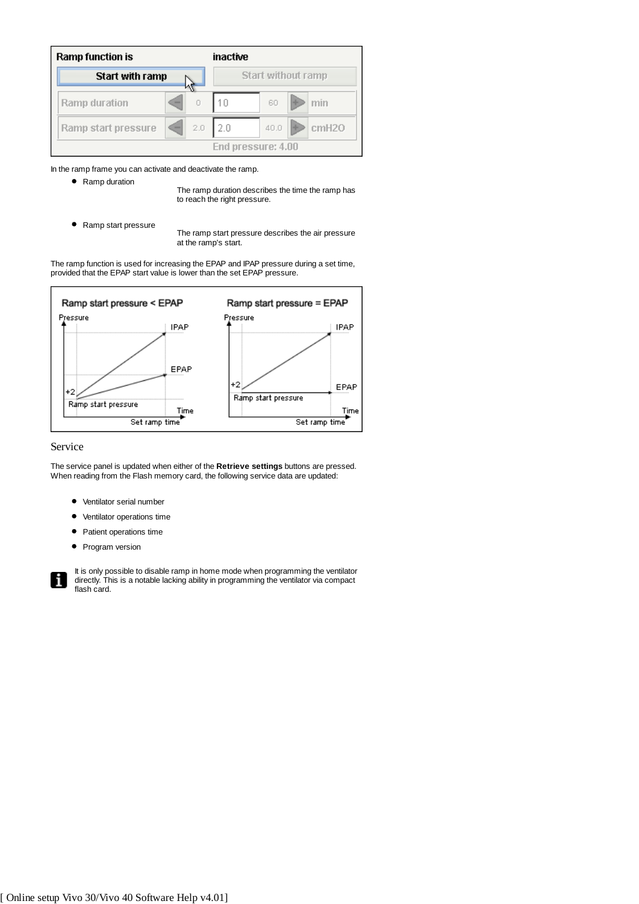In the ramp frame you can activate and deactivate the ramp.

- Ramp duration

  The ramp duration describes the time the ramp has to reach the right pressure.

- Ramp start pressure

  The ramp start pressure describes the air pressure at the ramp's start.

The ramp function is used for increasing the EPAP and IPAP pressure during a set time, provided that the EPAP start value is lower than the set EPAP pressure.

## Service

The service panel is updated when either of the **Retrieve settings** buttons are pressed. When reading from the Flash memory card, the following service data are updated:

- Ventilator serial number
- Ventilator operations time
- Patient operations time
- Program version

It is only possible to disable ramp in home mode when programming the ventilator directly. This is a notable lacking ability in programming the ventilator via compact flash card.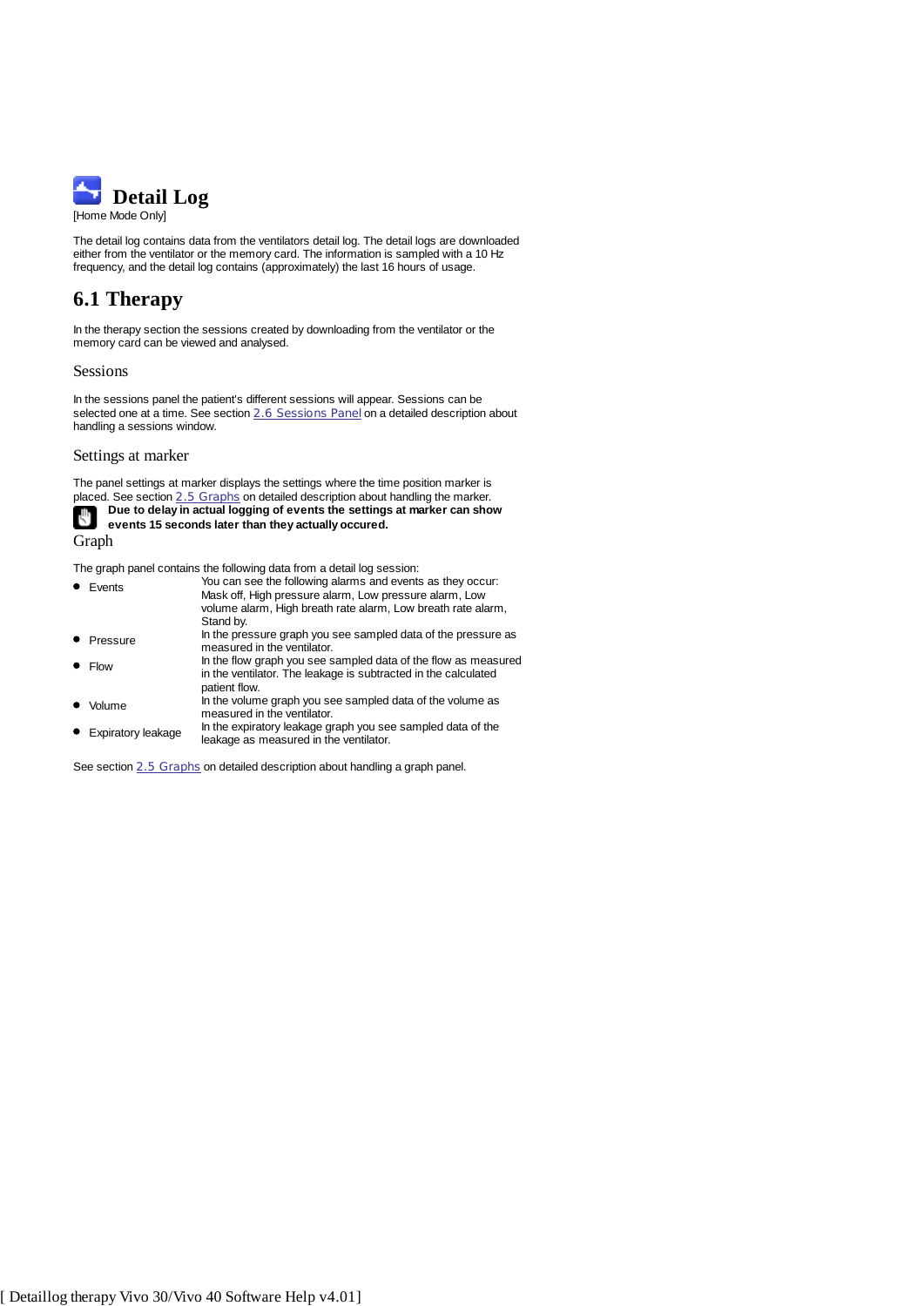# Detail Log

[Home Mode Only]

The detail log contains data from the ventilators detail log. The detail logs are downloaded either from the ventilator or the memory card. The information is sampled with a 10 Hz frequency, and the detail log contains (approximately) the last 16 hours of usage.

## 6.1 Therapy

In the therapy section the sessions created by downloading from the ventilator or the memory card can be viewed and analysed.

### Sessions

In the sessions panel the patient's different sessions will appear. Sessions can be selected one at a time. See section 2.6 Sessions Panel on a detailed description about handling a sessions window.

### Settings at marker

The panel settings at marker displays the settings where the time position marker is placed. See section 2.5 Graphs on detailed description about handling the marker.

**Due to delay in actual logging of events the settings at marker can show events 15 seconds later than they actually occured.**

### Graph

The graph panel contains the following data from a detail log session:

- **Events** – You can see the following alarms and events as they occur: Mask off, High pressure alarm, Low pressure alarm, Low volume alarm, High breath rate alarm, Low breath rate alarm, Stand by.
- **Pressure** – In the pressure graph you see sampled data of the pressure as measured in the ventilator.
- **Flow** – In the flow graph you see sampled data of the flow as measured in the ventilator. The leakage is subtracted in the calculated patient flow.
- **Volume** – In the volume graph you see sampled data of the volume as measured in the ventilator.
- **Expiratory leakage** – In the expiratory leakage graph you see sampled data of the leakage as measured in the ventilator.

See section 2.5 Graphs on detailed description about handling a graph panel.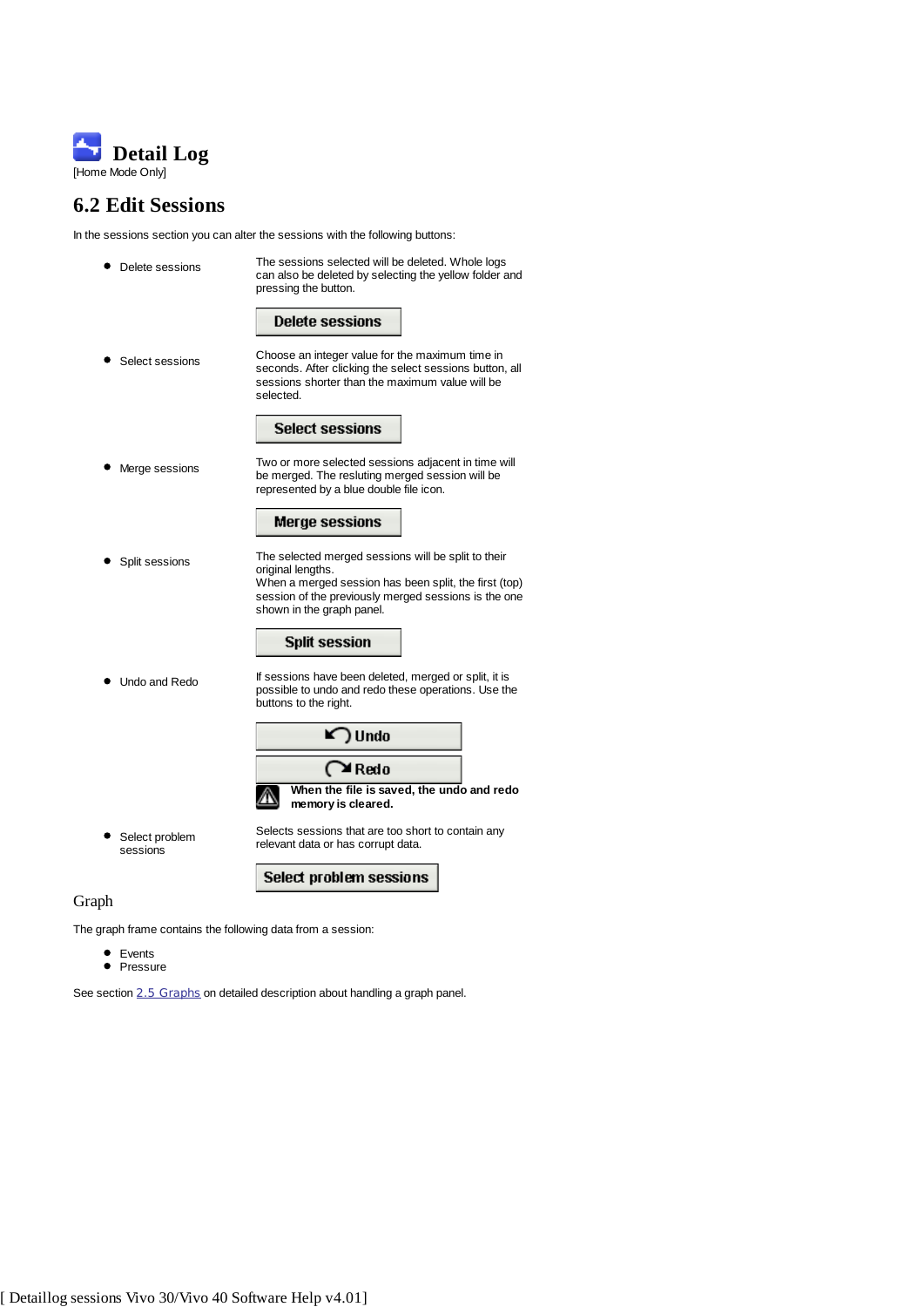# Detail Log

[Home Mode Only]

## 6.2 Edit Sessions

In the sessions section you can alter the sessions with the following buttons:

- Delete sessions

  The sessions selected will be deleted. Whole logs can also be deleted by selecting the yellow folder and pressing the button.

  **Delete sessions**

- Select sessions

  Choose an integer value for the maximum time in seconds. After clicking the select sessions button, all sessions shorter than the maximum value will be selected.

  **Select sessions**

- Merge sessions

  Two or more selected sessions adjacent in time will be merged. The resluting merged session will be represented by a blue double file icon.

  **Merge sessions**

- Split sessions

  The selected merged sessions will be split to their original lengths.
  When a merged session has been split, the first (top) session of the previously merged sessions is the one shown in the graph panel.

  **Split session**

- Undo and Redo

  If sessions have been deleted, merged or split, it is possible to undo and redo these operations. Use the buttons to the right.

  **Undo**

  **Redo**

  **When the file is saved, the undo and redo memory is cleared.**

- Select problem sessions

  Selects sessions that are too short to contain any relevant data or has corrupt data.

  **Select problem sessions**

### Graph

The graph frame contains the following data from a session:

- Events
- Pressure

See section 2.5 Graphs on detailed description about handling a graph panel.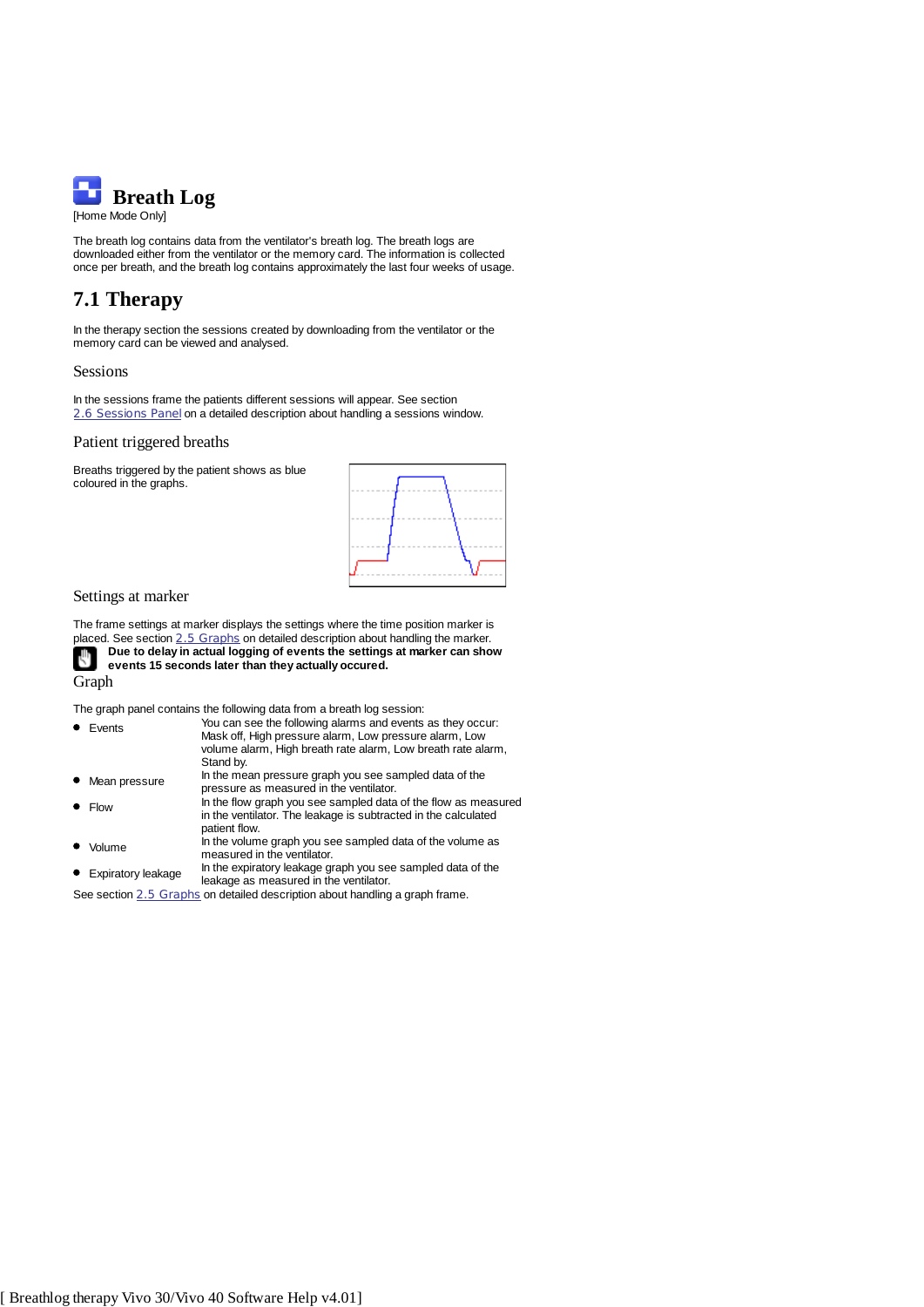# Breath Log

[Home Mode Only]

The breath log contains data from the ventilator's breath log. The breath logs are downloaded either from the ventilator or from the memory card. The information is collected once per breath, and the breath log contains approximately the last four weeks of usage.

## 7.1 Therapy

In the therapy section the sessions created by downloading from the ventilator or the memory card can be viewed and analysed.

### Sessions

In the sessions frame the patients different sessions will appear. See section 2.6 Sessions Panel on a detailed description about handling a sessions window.

### Patient triggered breaths

Breaths triggered by the patient shows as blue coloured in the graphs.

### Settings at marker

The frame settings at marker displays the settings where the time position marker is placed. See section 2.5 Graphs on detailed description about handling the marker.

**Due to delay in actual logging of events the settings at marker can show events 15 seconds later than they actually occured.**

### Graph

The graph panel contains the following data from a breath log session:

- Events — You can see the following alarms and events as they occur: Mask off, High pressure alarm, Low pressure alarm, Low volume alarm, High breath rate alarm, Low breath rate alarm, Stand by.
- Mean pressure — In the mean pressure graph you see sampled data of the pressure as measured in the ventilator.
- Flow — In the flow graph you see sampled data of the flow as measured in the ventilator. The leakage is subtracted in the calculated patient flow.
- Volume — In the volume graph you see sampled data of the volume as measured in the ventilator.
- Expiratory leakage — In the expiratory leakage graph you see sampled data of the leakage as measured in the ventilator.

See section 2.5 Graphs on detailed description about handling a graph frame.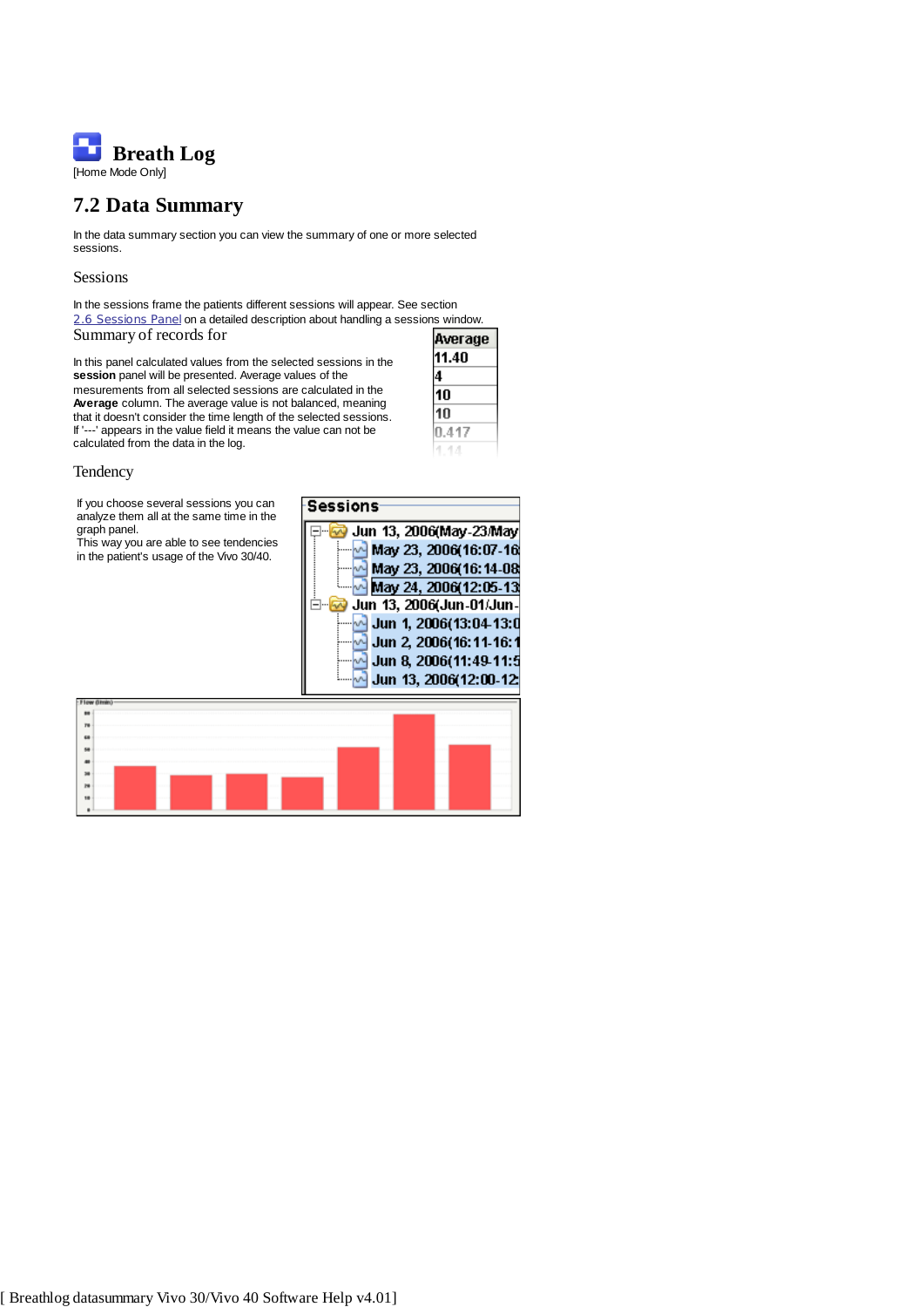# Breath Log

[Home Mode Only]

## 7.2 Data Summary

In the data summary section you can view the summary of one or more selected sessions.

### Sessions

In the sessions frame the patients different sessions will appear. See section 2.6 Sessions Panel on a detailed description about handling a sessions window.

### Summary of records for

In this panel calculated values from the selected sessions in the **session** panel will be presented. Average values of the mesurements from all selected sessions are calculated in the **Average** column. The average value is not balanced, meaning that it doesn't consider the time length of the selected sessions. If '---' appears in the value field it means the value can not be calculated from the data in the log.

| Average |
|---|
| 11.40 |
| 4 |
| 10 |
| 10 |
| 0.417 |
| 1.14 |

### Tendency

If you choose several sessions you can analyze them all at the same time in the graph panel.
This way you are able to see tendencies in the patient's usage of the Vivo 30/40.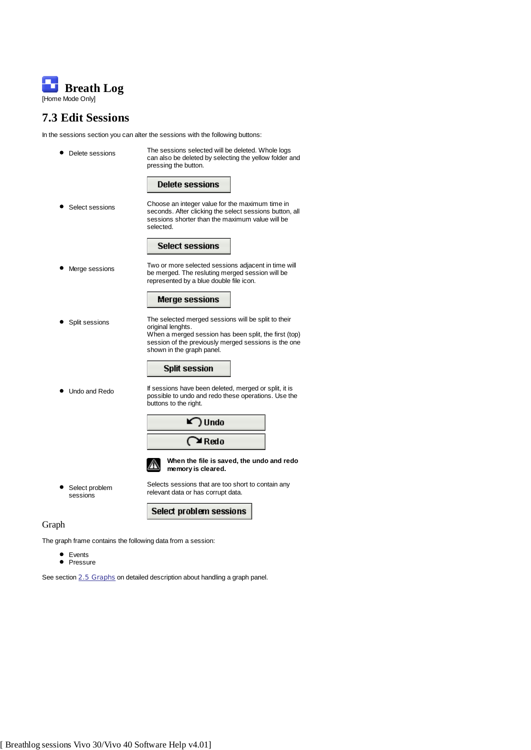# Breath Log

[Home Mode Only]

## 7.3 Edit Sessions

In the sessions section you can alter the sessions with the following buttons:

- Delete sessions

  The sessions selected will be deleted. Whole logs can also be deleted by selecting the yellow folder and pressing the button.

  **Delete sessions**

- Select sessions

  Choose an integer value for the maximum time in seconds. After clicking the select sessions button, all sessions shorter than the maximum value will be selected.

  **Select sessions**

- Merge sessions

  Two or more selected sessions adjacent in time will be merged. The resluting merged session will be represented by a blue double file icon.

  **Merge sessions**

- Split sessions

  The selected merged sessions will be split to their original lenghts.
  When a merged session has been split, the first (top) session of the previously merged sessions is the one shown in the graph panel.

  **Split session**

- Undo and Redo

  If sessions have been deleted, merged or split, it is possible to undo and redo these operations. Use the buttons to the right.

  **Undo**

  **Redo**

  **When the file is saved, the undo and redo memory is cleared.**

- Select problem sessions

  Selects sessions that are too short to contain any relevant data or has corrupt data.

  **Select problem sessions**

### Graph

The graph frame contains the following data from a session:

- Events
- Pressure

See section 2.5 Graphs on detailed description about handling a graph panel.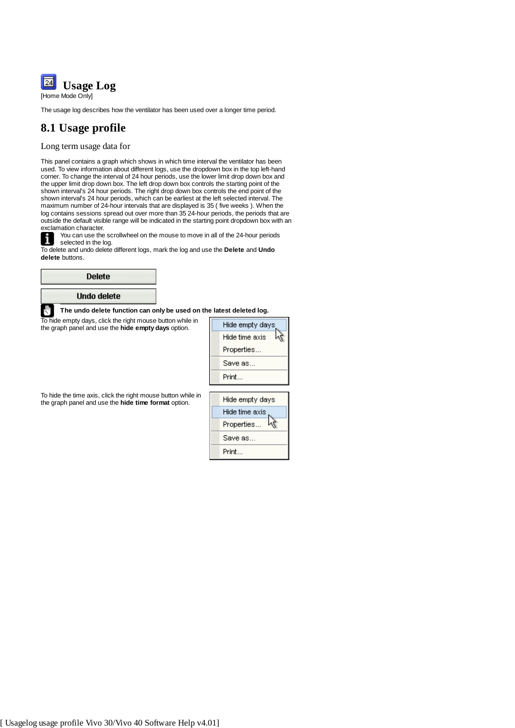# Usage Log

[Home Mode Only]

The usage log describes how the ventilator has been used over a longer time period.

## 8.1 Usage profile

Long term usage data for

This panel contains a graph which shows in which time interval the ventilator has been used. To view information about different logs, use the dropdown box in the top left-hand corner. To change the interval of 24 hour periods, use the lower limit drop down box and the upper limit drop down box. The left drop down box controls the starting point of the shown interval's 24 hour periods. The right drop down box controls the end point of the shown interval's 24 hour periods, which can be earliest at the left selected interval. The maximum number of 24-hour intervals that are displayed is 35 ( five weeks ). When the log contains sessions spread out over more than 35 24-hour periods, the periods that are outside the default visible range will be indicated in the starting point dropdown box with an exclamation character.

You can use the scrollwheel on the mouse to move in all of the 24-hour periods selected in the log.

To delete and undo delete different logs, mark the log and use the **Delete** and **Undo delete** buttons.

Delete

Undo delete

**The undo delete function can only be used on the latest deleted log.**

To hide empty days, click the right mouse button while in the graph panel and use the **hide empty days** option.

Hide empty days
Hide time axis
Properties...
Save as...
Print...

To hide the time axis, click the right mouse button while in the graph panel and use the **hide time format** option.

Hide empty days
Hide time axis
Properties...
Save as...
Print...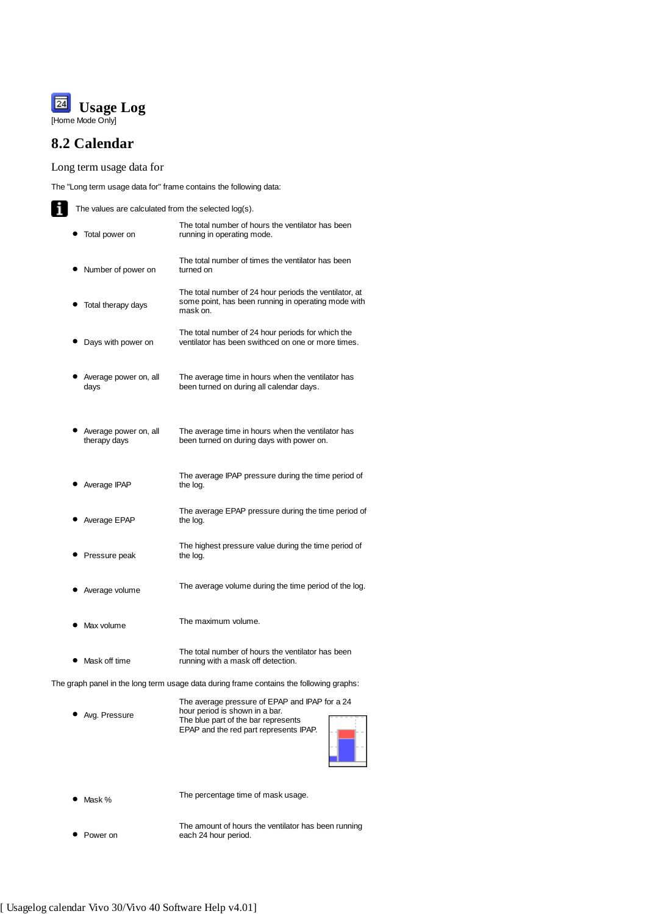# Usage Log

[Home Mode Only]

## 8.2 Calendar

### Long term usage data for

The "Long term usage data for" frame contains the following data:

The values are calculated from the selected log(s).

- Total power on — The total number of hours the ventilator has been running in operating mode.
- Number of power on — The total number of times the ventilator has been turned on
- Total therapy days — The total number of 24 hour periods the ventilator, at some point, has been running in operating mode with mask on.
- Days with power on — The total number of 24 hour periods for which the ventilator has been swithced on one or more times.
- Average power on, all days — The average time in hours when the ventilator has been turned on during all calendar days.
- Average power on, all therapy days — The average time in hours when the ventilator has been turned on during days with power on.
- Average IPAP — The average IPAP pressure during the time period of the log.
- Average EPAP — The average EPAP pressure during the time period of the log.
- Pressure peak — The highest pressure value during the time period of the log.
- Average volume — The average volume during the time period of the log.
- Max volume — The maximum volume.
- Mask off time — The total number of hours the ventilator has been running with a mask off detection.

The graph panel in the long term usage data during frame contains the following graphs:

- Avg. Pressure — The average pressure of EPAP and IPAP for a 24 hour period is shown in a bar. The blue part of the bar represents EPAP and the red part represents IPAP.
- Mask % — The percentage time of mask usage.
- Power on — The amount of hours the ventilator has been running each 24 hour period.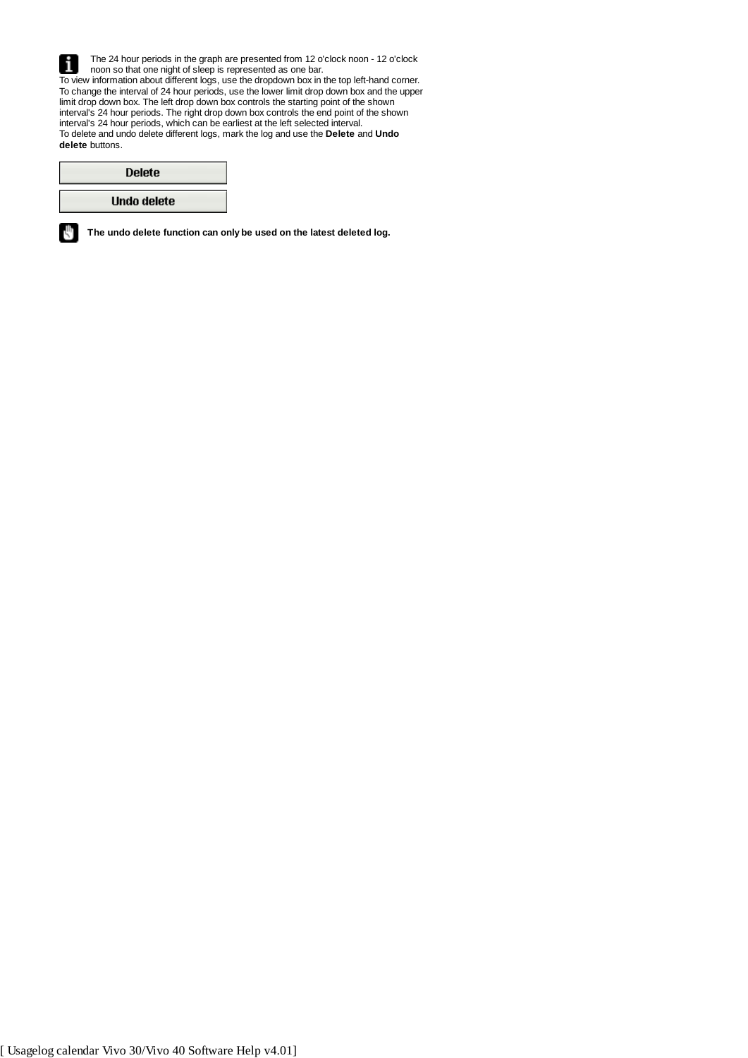The 24 hour periods in the graph are presented from 12 o'clock noon - 12 o'clock noon so that one night of sleep is represented as one bar.

To view information about different logs, use the dropdown box in the top left-hand corner.
To change the interval of 24 hour periods, use the lower limit drop down box and the upper limit drop down box. The left drop down box controls the starting point of the shown interval's 24 hour periods. The right drop down box controls the end point of the shown interval's 24 hour periods, which can be earliest at the left selected interval.
To delete and undo delete different logs, mark the log and use the **Delete** and **Undo delete** buttons.

Delete

Undo delete

**The undo delete function can only be used on the latest deleted log.**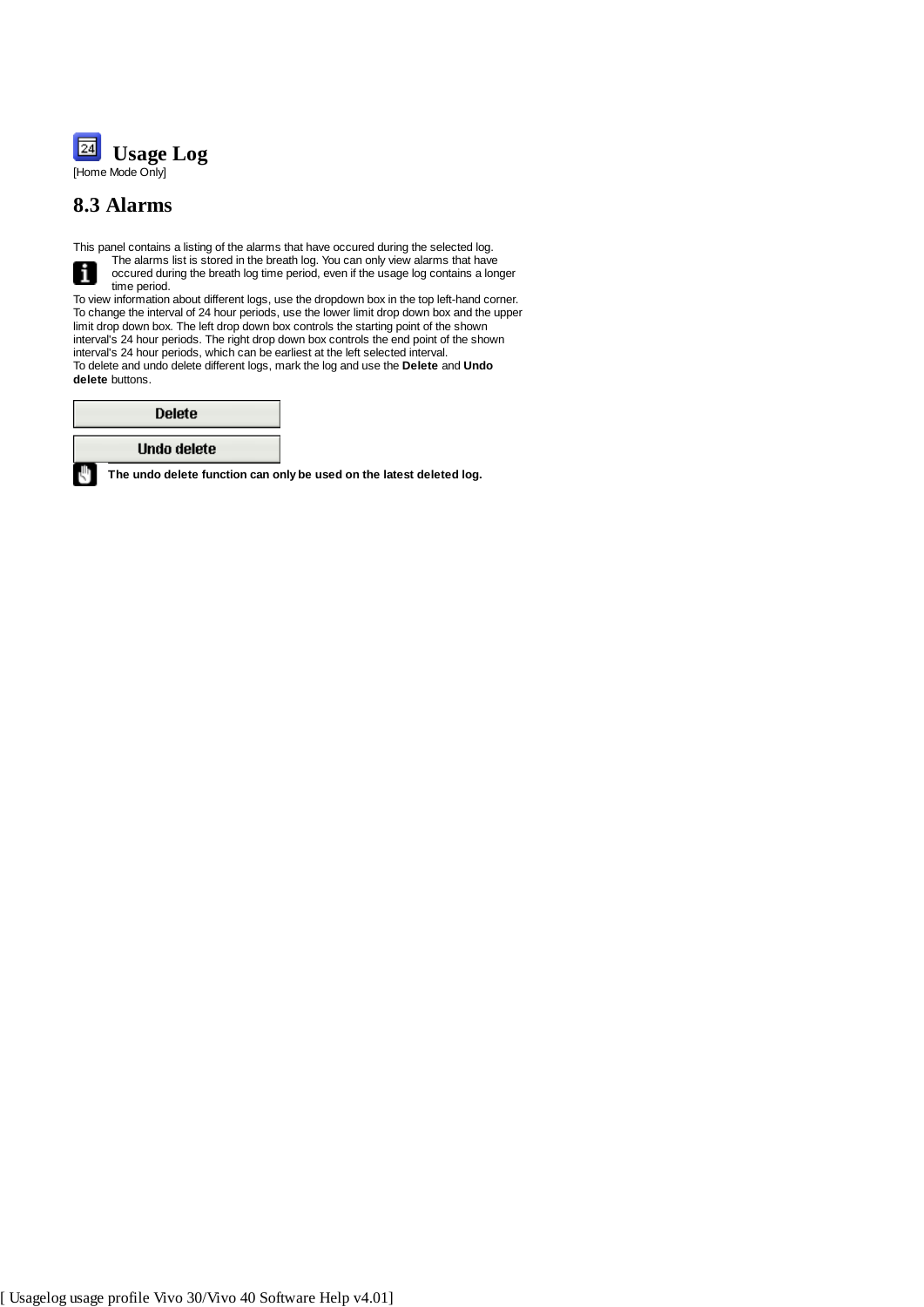# Usage Log

[Home Mode Only]

## 8.3 Alarms

This panel contains a listing of the alarms that have occured during the selected log.

The alarms list is stored in the breath log. You can only view alarms that have occured during the breath log time period, even if the usage log contains a longer time period.

To view information about different logs, use the dropdown box in the top left-hand corner.
To change the interval of 24 hour periods, use the lower limit drop down box and the upper limit drop down box. The left drop down box controls the starting point of the shown interval's 24 hour periods. The right drop down box controls the end point of the shown interval's 24 hour periods, which can be earliest at the left selected interval.
To delete and undo delete different logs, mark the log and use the **Delete** and **Undo delete** buttons.

Delete

Undo delete

**The undo delete function can only be used on the latest deleted log.**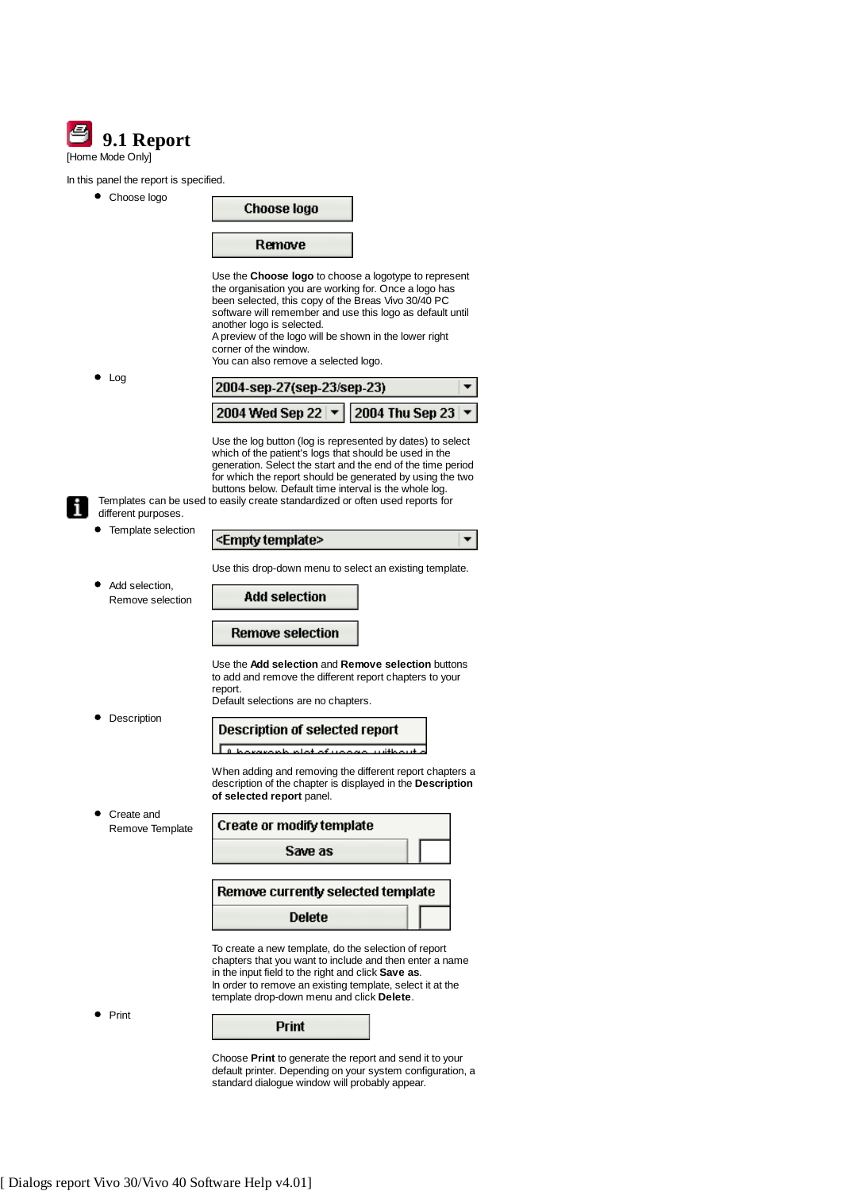# 9.1 Report

[Home Mode Only]

In this panel the report is specified.

- Choose logo

  Choose logo

  Remove

  Use the **Choose logo** to choose a logotype to represent the organisation you are working for. Once a logo has been selected, this copy of the Breas Vivo 30/40 PC software will remember and use this logo as default until another logo is selected.
  A preview of the logo will be shown in the lower right corner of the window.
  You can also remove a selected logo.

- Log

  2004-sep-27(sep-23/sep-23)

  2004 Wed Sep 22 | 2004 Thu Sep 23

  Use the log button (log is represented by dates) to select which of the patient's logs that should be used in the generation. Select the start and the end of the time period for which the report should be generated by using the two buttons below. Default time interval is the whole log.

Templates can be used to easily create standardized or often used reports for different purposes.

- Template selection

  <Empty template>

  Use this drop-down menu to select an existing template.

- Add selection, Remove selection

  Add selection

  Remove selection

  Use the **Add selection** and **Remove selection** buttons to add and remove the different report chapters to your report.
  Default selections are no chapters.

- Description

  Description of selected report

  When adding and removing the different report chapters a description of the chapter is displayed in the **Description of selected report** panel.

- Create and Remove Template

  Create or modify template

  Save as

  Remove currently selected template

  Delete

  To create a new template, do the selection of report chapters that you want to include and then enter a name in the input field to the right and click **Save as**.
  In order to remove an existing template, select it at the template drop-down menu and click **Delete**.

- Print

  Print

  Choose **Print** to generate the report and send it to your default printer. Depending on your system configuration, a standard dialogue window will probably appear.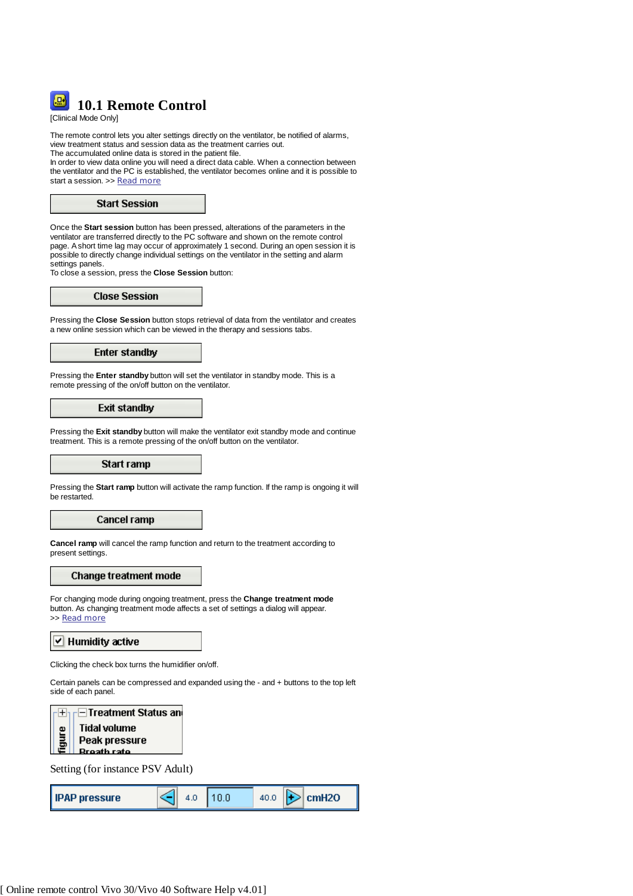## 10.1 Remote Control

[Clinical Mode Only]

The remote control lets you alter settings directly on the ventilator, be notified of alarms, view treatment status and session data as the treatment carries out.
The accumulated online data is stored in the patient file.
In order to view data online you will need a direct data cable. When a connection between the ventilator and the PC is established, the ventilator becomes online and it is possible to start a session. >> Read more

**Start Session**

Once the **Start session** button has been pressed, alterations of the parameters in the ventilator are transferred directly to the PC software and shown on the remote control page. A short time lag may occur of approximately 1 second. During an open session it is possible to directly change individual settings on the ventilator in the setting and alarm settings panels.
To close a session, press the **Close Session** button:

**Close Session**

Pressing the **Close Session** button stops retrieval of data from the ventilator and creates a new online session which can be viewed in the therapy and sessions tabs.

**Enter standby**

Pressing the **Enter standby** button will set the ventilator in standby mode. This is a remote pressing of the on/off button on the ventilator.

**Exit standby**

Pressing the **Exit standby** button will make the ventilator exit standby mode and continue treatment. This is a remote pressing of the on/off button on the ventilator.

**Start ramp**

Pressing the **Start ramp** button will activate the ramp function. If the ramp is ongoing it will be restarted.

**Cancel ramp**

**Cancel ramp** will cancel the ramp function and return to the treatment according to present settings.

**Change treatment mode**

For changing mode during ongoing treatment, press the **Change treatment mode** button. As changing treatment mode affects a set of settings a dialog will appear.
>> Read more

☑ **Humidity active**

Clicking the check box turns the humidifier on/off.

Certain panels can be compressed and expanded using the - and + buttons to the top left side of each panel.

Setting (for instance PSV Adult)

| IPAP pressure | ◁ | 4.0 | 10.0 | 40.0 | ▷ | cmH2O |
|---|---|---|---|---|---|---|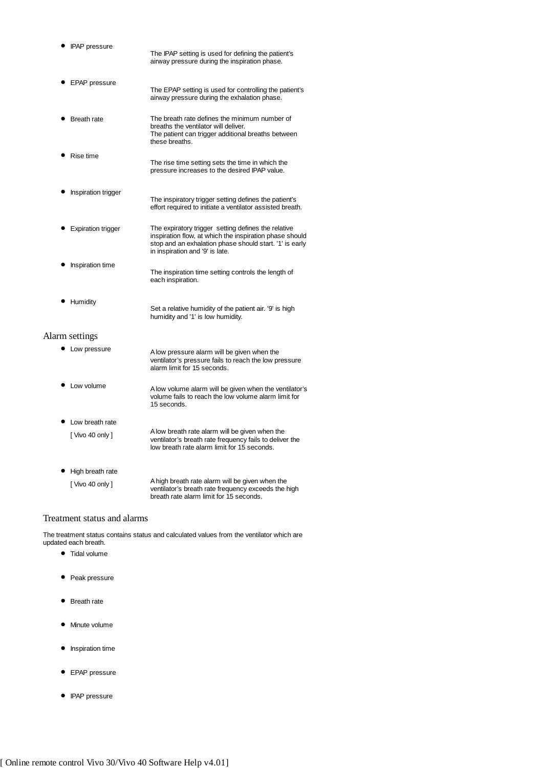- **IPAP pressure** — The IPAP setting is used for defining the patient's airway pressure during the inspiration phase.
- **EPAP pressure** — The EPAP setting is used for controlling the patient's airway pressure during the exhalation phase.
- **Breath rate** — The breath rate defines the minimum number of breaths the ventilator will deliver. The patient can trigger additional breaths between these breaths.
- **Rise time** — The rise time setting sets the time in which the pressure increases to the desired IPAP value.
- **Inspiration trigger** — The inspiratory trigger setting defines the patient's effort required to initiate a ventilator assisted breath.
- **Expiration trigger** — The expiratory trigger setting defines the relative inspiration flow, at which the inspiration phase should stop and an exhalation phase should start. '1' is early in inspiration and '9' is late.
- **Inspiration time** — The inspiration time setting controls the length of each inspiration.
- **Humidity** — Set a relative humidity of the patient air. '9' is high humidity and '1' is low humidity.

## Alarm settings

- **Low pressure** — A low pressure alarm will be given when the ventilator's pressure fails to reach the low pressure alarm limit for 15 seconds.
- **Low volume** — A low volume alarm will be given when the ventilator's volume fails to reach the low volume alarm limit for 15 seconds.
- **Low breath rate** [ Vivo 40 only ] — A low breath rate alarm will be given when the ventilator's breath rate frequency fails to deliver the low breath rate alarm limit for 15 seconds.
- **High breath rate** [ Vivo 40 only ] — A high breath rate alarm will be given when the ventilator's breath rate frequency exceeds the high breath rate alarm limit for 15 seconds.

## Treatment status and alarms

The treatment status contains status and calculated values from the ventilator which are updated each breath.

- Tidal volume
- Peak pressure
- Breath rate
- Minute volume
- Inspiration time
- EPAP pressure
- IPAP pressure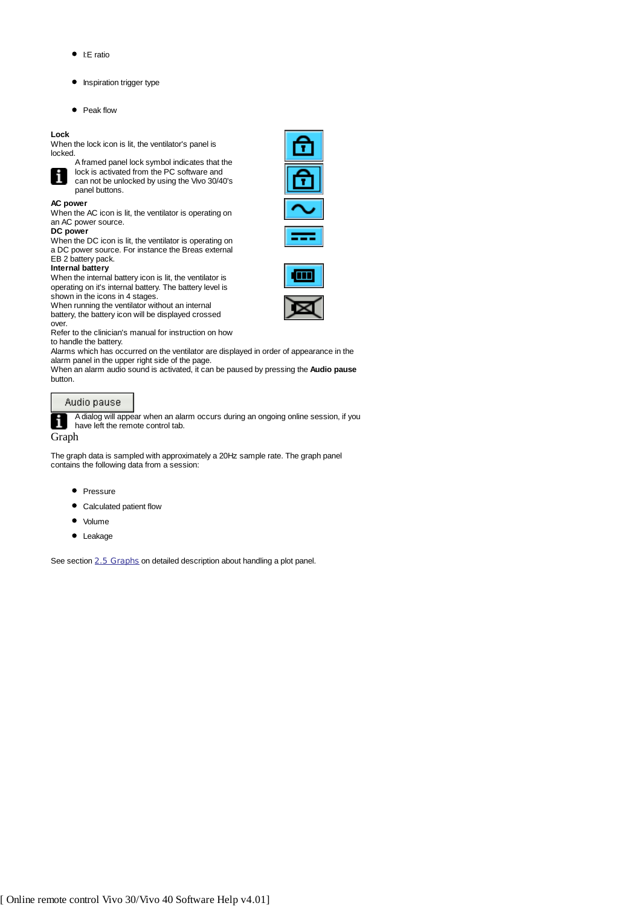- I:E ratio
- Inspiration trigger type
- Peak flow

**Lock**
When the lock icon is lit, the ventilator's panel is locked.

A framed panel lock symbol indicates that the lock is activated from the PC software and can not be unlocked by using the Vivo 30/40's panel buttons.

**AC power**
When the AC icon is lit, the ventilator is operating on an AC power source.

**DC power**
When the DC icon is lit, the ventilator is operating on a DC power source. For instance the Breas external EB 2 battery pack.

**Internal battery**
When the internal battery icon is lit, the ventilator is operating on it's internal battery. The battery level is shown in the icons in 4 stages.
When running the ventilator without an internal battery, the battery icon will be displayed crossed over.
Refer to the clinician's manual for instruction on how to handle the battery.

Alarms which has occurred on the ventilator are displayed in order of appearance in the alarm panel in the upper right side of the page.
When an alarm audio sound is activated, it can be paused by pressing the **Audio pause** button.

Audio pause

A dialog will appear when an alarm occurs during an ongoing online session, if you have left the remote control tab.

## Graph

The graph data is sampled with approximately a 20Hz sample rate. The graph panel contains the following data from a session:

- Pressure
- Calculated patient flow
- Volume
- Leakage

See section 2.5 Graphs on detailed description about handling a plot panel.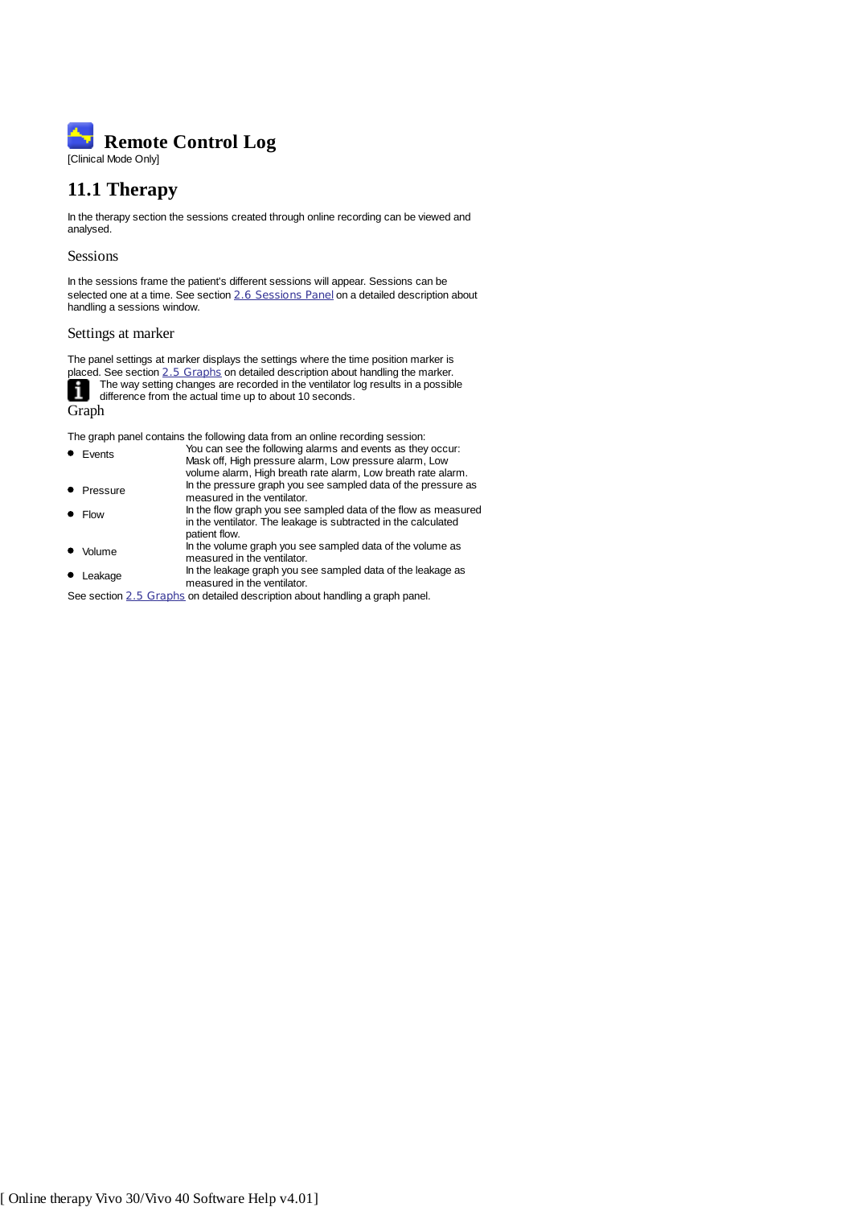# Remote Control Log

[Clinical Mode Only]

## 11.1 Therapy

In the therapy section the sessions created through online recording can be viewed and analysed.

### Sessions

In the sessions frame the patient's different sessions will appear. Sessions can be selected one at a time. See section 2.6 Sessions Panel on a detailed description about handling a sessions window.

### Settings at marker

The panel settings at marker displays the settings where the time position marker is placed. See section 2.5 Graphs on detailed description about handling the marker.

The way setting changes are recorded in the ventilator log results in a possible difference from the actual time up to about 10 seconds.

### Graph

The graph panel contains the following data from an online recording session:

- **Events** — You can see the following alarms and events as they occur: Mask off, High pressure alarm, Low pressure alarm, Low volume alarm, High breath rate alarm, Low breath rate alarm.
- **Pressure** — In the pressure graph you see sampled data of the pressure as measured in the ventilator.
- **Flow** — In the flow graph you see sampled data of the flow as measured in the ventilator. The leakage is subtracted in the calculated patient flow.
- **Volume** — In the volume graph you see sampled data of the volume as measured in the ventilator.
- **Leakage** — In the leakage graph you see sampled data of the leakage as measured in the ventilator.

See section 2.5 Graphs on detailed description about handling a graph panel.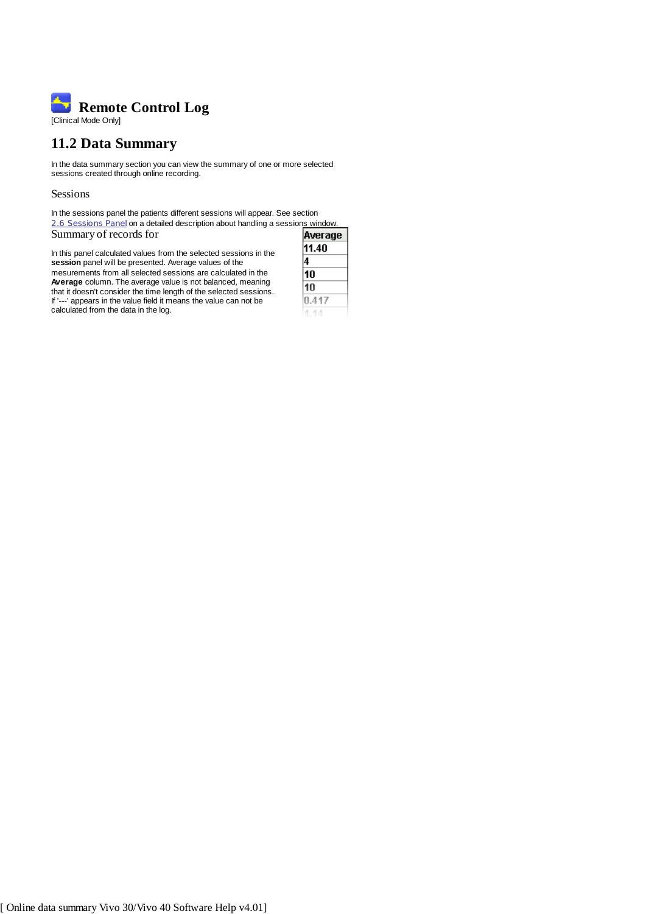# Remote Control Log

[Clinical Mode Only]

## 11.2 Data Summary

In the data summary section you can view the summary of one or more selected sessions created through online recording.

### Sessions

In the sessions panel the patients different sessions will appear. See section 2.6 Sessions Panel on a detailed description about handling a sessions window.

### Summary of records for

In this panel calculated values from the selected sessions in the **session** panel will be presented. Average values of the mesurements from all selected sessions are calculated in the **Average** column. The average value is not balanced, meaning that it doesn't consider the time length of the selected sessions. If '---' appears in the value field it means the value can not be calculated from the data in the log.

| Average |
|---|
| 11.40 |
| 4 |
| 10 |
| 10 |
| 0.417 |
| 1.14 |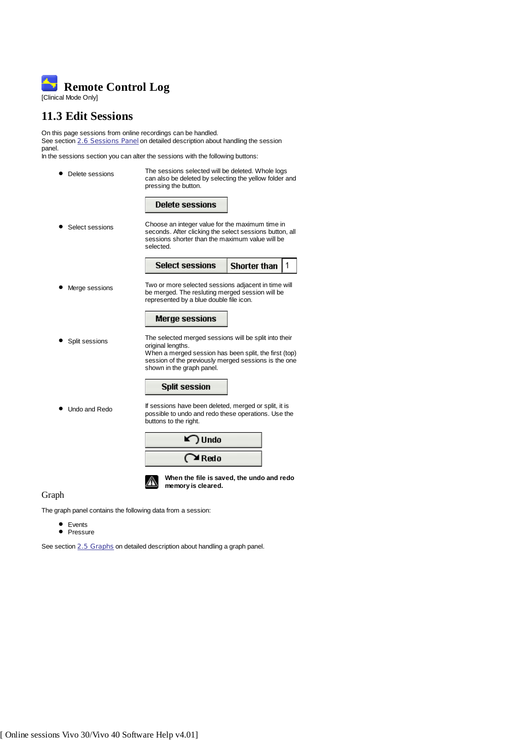# Remote Control Log

[Clinical Mode Only]

## 11.3 Edit Sessions

On this page sessions from online recordings can be handled.
See section 2.6 Sessions Panel on detailed description about handling the session panel.
In the sessions section you can alter the sessions with the following buttons:

- Delete sessions

  The sessions selected will be deleted. Whole logs can also be deleted by selecting the yellow folder and pressing the button.

  **Delete sessions**

- Select sessions

  Choose an integer value for the maximum time in seconds. After clicking the select sessions button, all sessions shorter than the maximum value will be selected.

  **Select sessions** | **Shorter than** | 1

- Merge sessions

  Two or more selected sessions adjacent in time will be merged. The resluting merged session will be represented by a blue double file icon.

  **Merge sessions**

- Split sessions

  The selected merged sessions will be split into their original lengths.
  When a merged session has been split, the first (top) session of the previously merged sessions is the one shown in the graph panel.

  **Split session**

- Undo and Redo

  If sessions have been deleted, merged or split, it is possible to undo and redo these operations. Use the buttons to the right.

  **Undo**

  **Redo**

  **When the file is saved, the undo and redo memory is cleared.**

### Graph

The graph panel contains the following data from a session:

- Events
- Pressure

See section 2.5 Graphs on detailed description about handling a graph panel.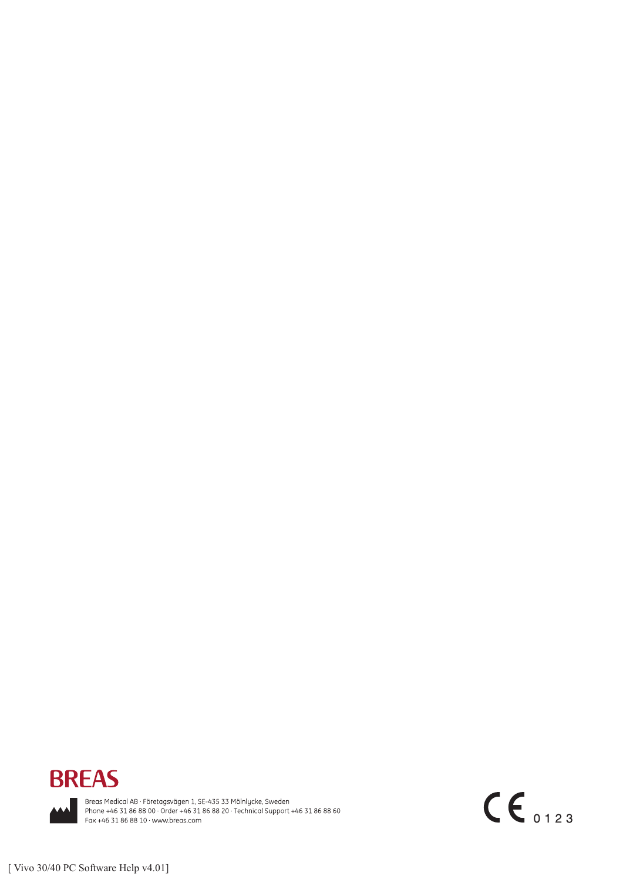BREAS

Breas Medical AB · Företagsvägen 1, SE-435 33 Mölnlycke, Sweden
Phone +46 31 86 88 00 · Order +46 31 86 88 20 · Technical Support +46 31 86 88 60
Fax +46 31 86 88 10 · www.breas.com

CE 0123

[ Vivo 30/40 PC Software Help v4.01]